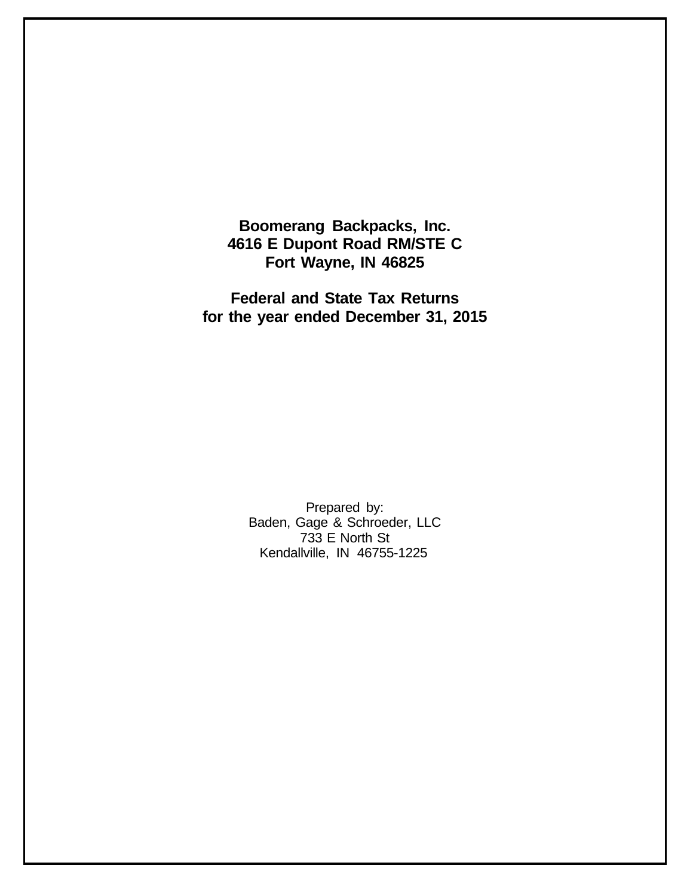**Boomerang Backpacks, Inc.**
**4616 E Dupont Road RM/STE C**
**Fort Wayne, IN 46825**

**Federal and State Tax Returns**
**for the year ended December 31, 2015**

Prepared by:
Baden, Gage & Schroeder, LLC
733 E North St
Kendallville, IN 46755-1225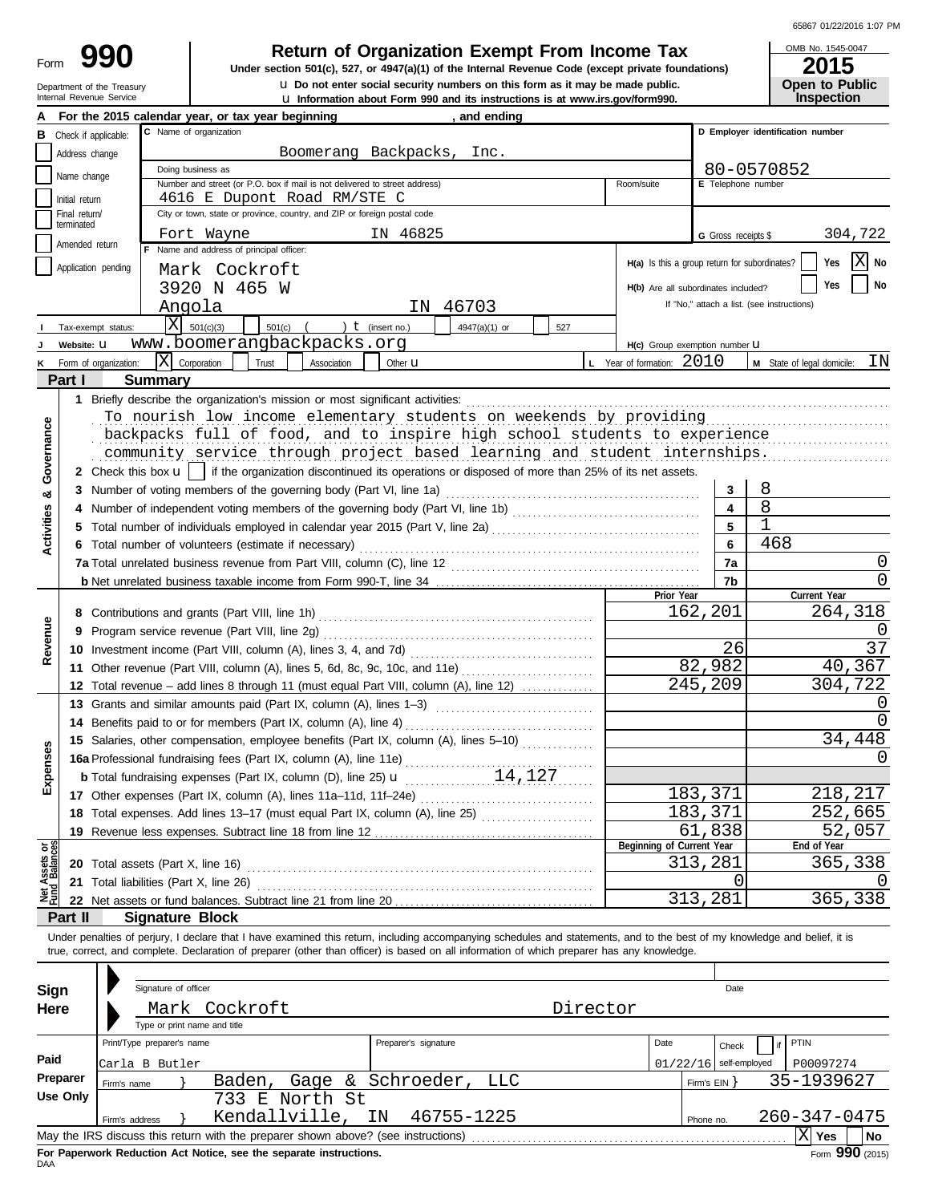Form **990** | **Return of Organization Exempt From Income Tax**

Under section 501(c), 527, or 4947(a)(1) of the Internal Revenue Code (except private foundations)

Do not enter social security numbers on this form as it may be made public.

Information about Form 990 and its instructions is at www.irs.gov/form990.

Department of the Treasury
Internal Revenue Service

OMB No. 1545-0047
**2015**
**Open to Public Inspection**

**A** For the 2015 calendar year, or tax year beginning , and ending

**B** Check if applicable: Address change | Name change | Initial return | Final return/terminated | Amended return | Application pending

**C** Name of organization: Boomerang Backpacks, Inc.

Doing business as

Number and street (or P.O. box if mail is not delivered to street address): 4616 E Dupont Road RM/STE C

City or town, state or province, country, and ZIP or foreign postal code: Fort Wayne IN 46825

**D** Employer identification number: 80-0570852

**E** Telephone number

**G** Gross receipts $ 304,722

**F** Name and address of principal officer: Mark Cockroft, 3920 N 465 W, Angola IN 46703

H(a) Is this a group return for subordinates? Yes [ ] No [X]

H(b) Are all subordinates included? Yes [ ] No [ ]
If "No," attach a list. (see instructions)

**I** Tax-exempt status: [X] 501(c)(3) [ ] 501(c) ( ) (insert no.) [ ] 4947(a)(1) or [ ] 527

**J** Website: www.boomerangbackpacks.org

H(c) Group exemption number

**K** Form of organization: [X] Corporation [ ] Trust [ ] Association [ ] Other

**L** Year of formation: 2010

**M** State of legal domicile: IN

## Part I Summary

**Activities & Governance**

1 Briefly describe the organization's mission or most significant activities:
To nourish low income elementary students on weekends by providing backpacks full of food, and to inspire high school students to experience community service through project based learning and student internships.

2 Check this box [ ] if the organization discontinued its operations or disposed of more than 25% of its net assets.

| | | | |
|---|---|---|---|
| 3 | Number of voting members of the governing body (Part VI, line 1a) | 3 | 8 |
| 4 | Number of independent voting members of the governing body (Part VI, line 1b) | 4 | 8 |
| 5 | Total number of individuals employed in calendar year 2015 (Part V, line 2a) | 5 | 1 |
| 6 | Total number of volunteers (estimate if necessary) | 6 | 468 |
| 7a | Total unrelated business revenue from Part VIII, column (C), line 12 | 7a | 0 |
| b | Net unrelated business taxable income from Form 990-T, line 34 | 7b | 0 |

| | | Prior Year | Current Year |
|---|---|---|---|
| **Revenue** | | | |
| 8 | Contributions and grants (Part VIII, line 1h) | 162,201 | 264,318 |
| 9 | Program service revenue (Part VIII, line 2g) | | 0 |
| 10 | Investment income (Part VIII, column (A), lines 3, 4, and 7d) | 26 | 37 |
| 11 | Other revenue (Part VIII, column (A), lines 5, 6d, 8c, 9c, 10c, and 11e) | 82,982 | 40,367 |
| 12 | Total revenue – add lines 8 through 11 (must equal Part VIII, column (A), line 12) | 245,209 | 304,722 |
| **Expenses** | | | |
| 13 | Grants and similar amounts paid (Part IX, column (A), lines 1–3) | | 0 |
| 14 | Benefits paid to or for members (Part IX, column (A), line 4) | | 0 |
| 15 | Salaries, other compensation, employee benefits (Part IX, column (A), lines 5–10) | | 34,448 |
| 16a | Professional fundraising fees (Part IX, column (A), line 11e) | | 0 |
| b | Total fundraising expenses (Part IX, column (D), line 25) 14,127 | | |
| 17 | Other expenses (Part IX, column (A), lines 11a–11d, 11f–24e) | 183,371 | 218,217 |
| 18 | Total expenses. Add lines 13–17 (must equal Part IX, column (A), line 25) | 183,371 | 252,665 |
| 19 | Revenue less expenses. Subtract line 18 from line 12 | 61,838 | 52,057 |

| **Net Assets or Fund Balances** | | Beginning of Current Year | End of Year |
|---|---|---|---|
| 20 | Total assets (Part X, line 16) | 313,281 | 365,338 |
| 21 | Total liabilities (Part X, line 26) | 0 | 0 |
| 22 | Net assets or fund balances. Subtract line 21 from line 20 | 313,281 | 365,338 |

## Part II Signature Block

Under penalties of perjury, I declare that I have examined this return, including accompanying schedules and statements, and to the best of my knowledge and belief, it is true, correct, and complete. Declaration of preparer (other than officer) is based on all information of which preparer has any knowledge.

**Sign Here**

Signature of officer | Date

Mark Cockroft, Director
Type or print name and title

**Paid Preparer Use Only**

| Print/Type preparer's name | Preparer's signature | Date | Check if self-employed | PTIN |
|---|---|---|---|---|
| Carla B Butler | | 01/22/16 | | P00097274 |

Firm's name: Baden, Gage & Schroeder, LLC — Firm's EIN: 35-1939627

Firm's address: 733 E North St, Kendallville, IN 46755-1225 — Phone no. 260-347-0475

May the IRS discuss this return with the preparer shown above? (see instructions) [X] Yes [ ] No

**For Paperwork Reduction Act Notice, see the separate instructions.** Form **990** (2015)

DAA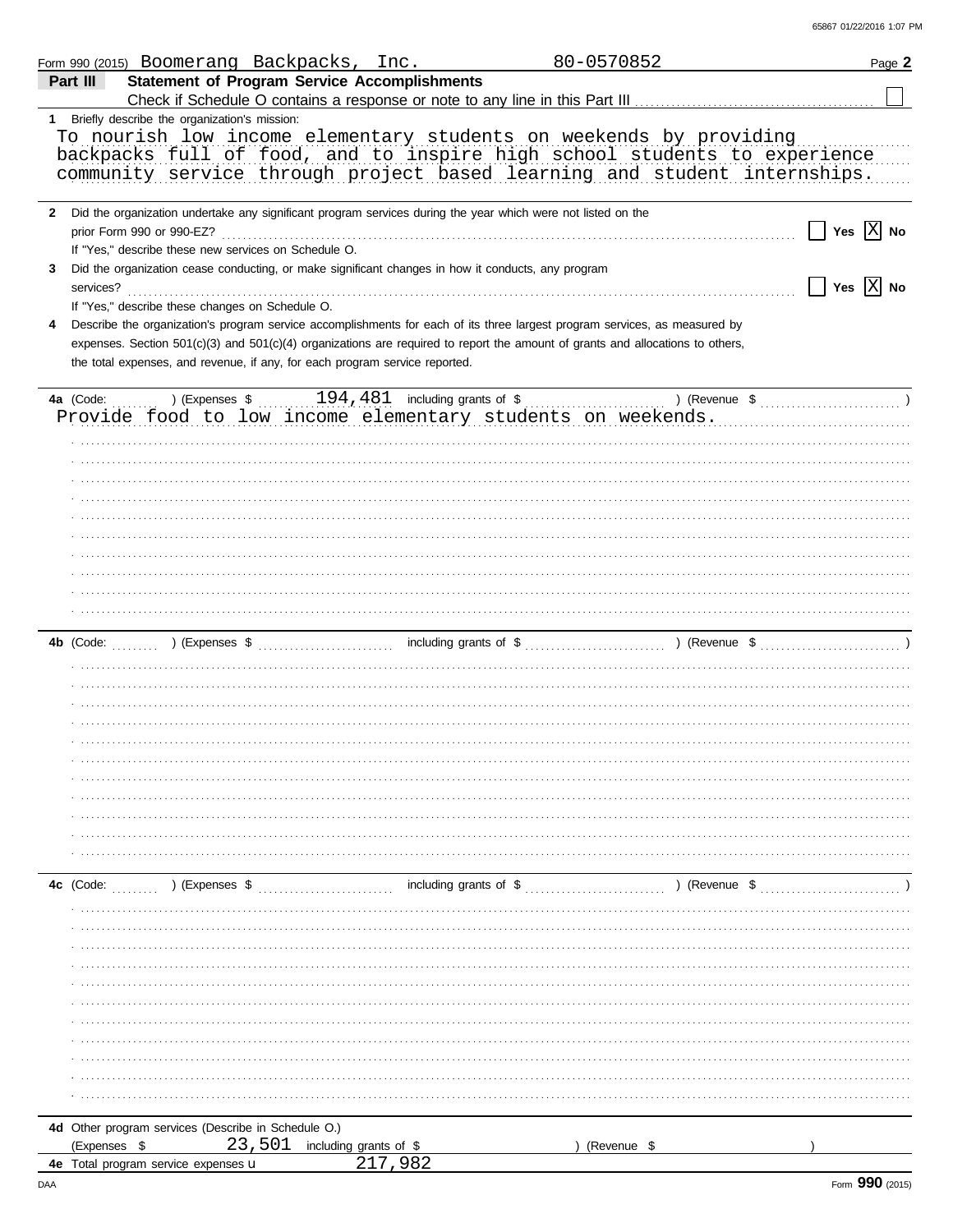Form 990 (2015) Boomerang Backpacks, Inc. 80-0570852 Page **2**

## Part III Statement of Program Service Accomplishments

Check if Schedule O contains a response or note to any line in this Part III ☐

**1** Briefly describe the organization's mission:

To nourish low income elementary students on weekends by providing backpacks full of food, and to inspire high school students to experience community service through project based learning and student internships.

**2** Did the organization undertake any significant program services during the year which were not listed on the prior Form 990 or 990-EZ? ☐ Yes ☒ No

If "Yes," describe these new services on Schedule O.

**3** Did the organization cease conducting, or make significant changes in how it conducts, any program services? ☐ Yes ☒ No

If "Yes," describe these changes on Schedule O.

**4** Describe the organization's program service accomplishments for each of its three largest program services, as measured by expenses. Section 501(c)(3) and 501(c)(4) organizations are required to report the amount of grants and allocations to others, the total expenses, and revenue, if any, for each program service reported.

**4a** (Code: ) (Expenses $ 194,481 including grants of $ ) (Revenue $ )

Provide food to low income elementary students on weekends.

**4b** (Code: ) (Expenses $ including grants of $ ) (Revenue $ )

**4c** (Code: ) (Expenses $ including grants of $ ) (Revenue $ )

**4d** Other program services (Describe in Schedule O.)

(Expenses $ 23,501 including grants of $ ) (Revenue $ )

**4e** Total program service expenses 217,982

Form **990** (2015)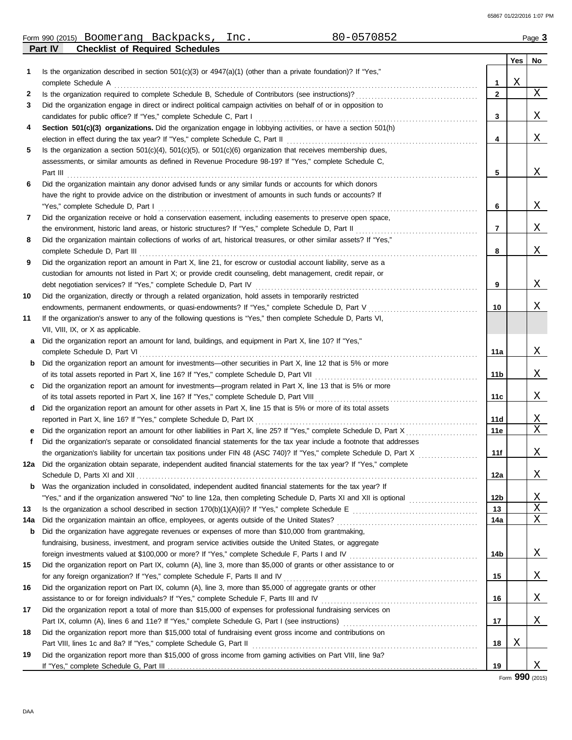Form 990 (2015) Boomerang Backpacks, Inc. 80-0570852 Page 3

## Part IV Checklist of Required Schedules

| | | | Yes | No |
|---|---|---|---|---|
| 1 | Is the organization described in section 501(c)(3) or 4947(a)(1) (other than a private foundation)? If "Yes," complete Schedule A | 1 | X | |
| 2 | Is the organization required to complete Schedule B, Schedule of Contributors (see instructions)? | 2 | | X |
| 3 | Did the organization engage in direct or indirect political campaign activities on behalf of or in opposition to candidates for public office? If "Yes," complete Schedule C, Part I | 3 | | X |
| 4 | **Section 501(c)(3) organizations.** Did the organization engage in lobbying activities, or have a section 501(h) election in effect during the tax year? If "Yes," complete Schedule C, Part II | 4 | | X |
| 5 | Is the organization a section 501(c)(4), 501(c)(5), or 501(c)(6) organization that receives membership dues, assessments, or similar amounts as defined in Revenue Procedure 98-19? If "Yes," complete Schedule C, Part III | 5 | | X |
| 6 | Did the organization maintain any donor advised funds or any similar funds or accounts for which donors have the right to provide advice on the distribution or investment of amounts in such funds or accounts? If "Yes," complete Schedule D, Part I | 6 | | X |
| 7 | Did the organization receive or hold a conservation easement, including easements to preserve open space, the environment, historic land areas, or historic structures? If "Yes," complete Schedule D, Part II | 7 | | X |
| 8 | Did the organization maintain collections of works of art, historical treasures, or other similar assets? If "Yes," complete Schedule D, Part III | 8 | | X |
| 9 | Did the organization report an amount in Part X, line 21, for escrow or custodial account liability, serve as a custodian for amounts not listed in Part X; or provide credit counseling, debt management, credit repair, or debt negotiation services? If "Yes," complete Schedule D, Part IV | 9 | | X |
| 10 | Did the organization, directly or through a related organization, hold assets in temporarily restricted endowments, permanent endowments, or quasi-endowments? If "Yes," complete Schedule D, Part V | 10 | | X |
| 11 | If the organization's answer to any of the following questions is "Yes," then complete Schedule D, Parts VI, VII, VIII, IX, or X as applicable. | | | |
| a | Did the organization report an amount for land, buildings, and equipment in Part X, line 10? If "Yes," complete Schedule D, Part VI | 11a | | X |
| b | Did the organization report an amount for investments—other securities in Part X, line 12 that is 5% or more of its total assets reported in Part X, line 16? If "Yes," complete Schedule D, Part VII | 11b | | X |
| c | Did the organization report an amount for investments—program related in Part X, line 13 that is 5% or more of its total assets reported in Part X, line 16? If "Yes," complete Schedule D, Part VIII | 11c | | X |
| d | Did the organization report an amount for other assets in Part X, line 15 that is 5% or more of its total assets reported in Part X, line 16? If "Yes," complete Schedule D, Part IX | 11d | | X |
| e | Did the organization report an amount for other liabilities in Part X, line 25? If "Yes," complete Schedule D, Part X | 11e | | X |
| f | Did the organization's separate or consolidated financial statements for the tax year include a footnote that addresses the organization's liability for uncertain tax positions under FIN 48 (ASC 740)? If "Yes," complete Schedule D, Part X | 11f | | X |
| 12a | Did the organization obtain separate, independent audited financial statements for the tax year? If "Yes," complete Schedule D, Parts XI and XII | 12a | | X |
| b | Was the organization included in consolidated, independent audited financial statements for the tax year? If "Yes," and if the organization answered "No" to line 12a, then completing Schedule D, Parts XI and XII is optional | 12b | | X |
| 13 | Is the organization a school described in section 170(b)(1)(A)(ii)? If "Yes," complete Schedule E | 13 | | X |
| 14a | Did the organization maintain an office, employees, or agents outside of the United States? | 14a | | X |
| b | Did the organization have aggregate revenues or expenses of more than $10,000 from grantmaking, fundraising, business, investment, and program service activities outside the United States, or aggregate foreign investments valued at $100,000 or more? If "Yes," complete Schedule F, Parts I and IV | 14b | | X |
| 15 | Did the organization report on Part IX, column (A), line 3, more than $5,000 of grants or other assistance to or for any foreign organization? If "Yes," complete Schedule F, Parts II and IV | 15 | | X |
| 16 | Did the organization report on Part IX, column (A), line 3, more than $5,000 of aggregate grants or other assistance to or for foreign individuals? If "Yes," complete Schedule F, Parts III and IV | 16 | | X |
| 17 | Did the organization report a total of more than $15,000 of expenses for professional fundraising services on Part IX, column (A), lines 6 and 11e? If "Yes," complete Schedule G, Part I (see instructions) | 17 | | X |
| 18 | Did the organization report more than $15,000 total of fundraising event gross income and contributions on Part VIII, lines 1c and 8a? If "Yes," complete Schedule G, Part II | 18 | X | |
| 19 | Did the organization report more than $15,000 of gross income from gaming activities on Part VIII, line 9a? If "Yes," complete Schedule G, Part III | 19 | | X |

Form 990 (2015)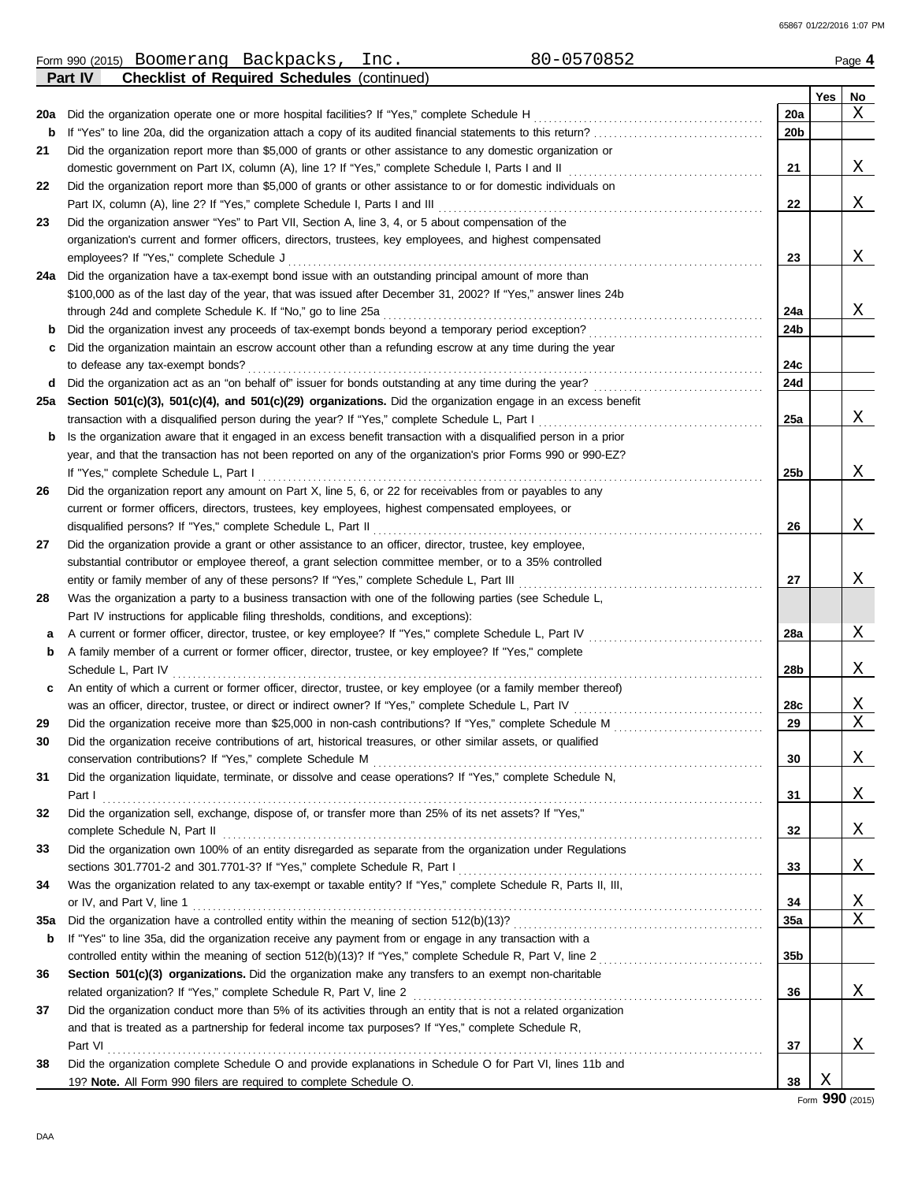Form 990 (2015) Boomerang Backpacks, Inc. 80-0570852

## Part IV Checklist of Required Schedules (continued)

| | | | Yes | No |
|---|---|---|---|---|
| **20a** | Did the organization operate one or more hospital facilities? If "Yes," complete Schedule H | 20a | | X |
| **b** | If "Yes" to line 20a, did the organization attach a copy of its audited financial statements to this return? | 20b | | |
| **21** | Did the organization report more than $5,000 of grants or other assistance to any domestic organization or domestic government on Part IX, column (A), line 1? If "Yes," complete Schedule I, Parts I and II | 21 | | X |
| **22** | Did the organization report more than $5,000 of grants or other assistance to or for domestic individuals on Part IX, column (A), line 2? If "Yes," complete Schedule I, Parts I and III | 22 | | X |
| **23** | Did the organization answer "Yes" to Part VII, Section A, line 3, 4, or 5 about compensation of the organization's current and former officers, directors, trustees, key employees, and highest compensated employees? If "Yes," complete Schedule J | 23 | | X |
| **24a** | Did the organization have a tax-exempt bond issue with an outstanding principal amount of more than $100,000 as of the last day of the year, that was issued after December 31, 2002? If "Yes," answer lines 24b through 24d and complete Schedule K. If "No," go to line 25a | 24a | | X |
| **b** | Did the organization invest any proceeds of tax-exempt bonds beyond a temporary period exception? | 24b | | |
| **c** | Did the organization maintain an escrow account other than a refunding escrow at any time during the year to defease any tax-exempt bonds? | 24c | | |
| **d** | Did the organization act as an "on behalf of" issuer for bonds outstanding at any time during the year? | 24d | | |
| **25a** | **Section 501(c)(3), 501(c)(4), and 501(c)(29) organizations.** Did the organization engage in an excess benefit transaction with a disqualified person during the year? If "Yes," complete Schedule L, Part I | 25a | | X |
| **b** | Is the organization aware that it engaged in an excess benefit transaction with a disqualified person in a prior year, and that the transaction has not been reported on any of the organization's prior Forms 990 or 990-EZ? If "Yes," complete Schedule L, Part I | 25b | | X |
| **26** | Did the organization report any amount on Part X, line 5, 6, or 22 for receivables from or payables to any current or former officers, directors, trustees, key employees, highest compensated employees, or disqualified persons? If "Yes," complete Schedule L, Part II | 26 | | X |
| **27** | Did the organization provide a grant or other assistance to an officer, director, trustee, key employee, substantial contributor or employee thereof, a grant selection committee member, or to a 35% controlled entity or family member of any of these persons? If "Yes," complete Schedule L, Part III | 27 | | X |
| **28** | Was the organization a party to a business transaction with one of the following parties (see Schedule L, Part IV instructions for applicable filing thresholds, conditions, and exceptions): | | | |
| **a** | A current or former officer, director, trustee, or key employee? If "Yes," complete Schedule L, Part IV | 28a | | X |
| **b** | A family member of a current or former officer, director, trustee, or key employee? If "Yes," complete Schedule L, Part IV | 28b | | X |
| **c** | An entity of which a current or former officer, director, trustee, or key employee (or a family member thereof) was an officer, director, trustee, or direct or indirect owner? If "Yes," complete Schedule L, Part IV | 28c | | X |
| **29** | Did the organization receive more than $25,000 in non-cash contributions? If "Yes," complete Schedule M | 29 | | X |
| **30** | Did the organization receive contributions of art, historical treasures, or other similar assets, or qualified conservation contributions? If "Yes," complete Schedule M | 30 | | X |
| **31** | Did the organization liquidate, terminate, or dissolve and cease operations? If "Yes," complete Schedule N, Part I | 31 | | X |
| **32** | Did the organization sell, exchange, dispose of, or transfer more than 25% of its net assets? If "Yes," complete Schedule N, Part II | 32 | | X |
| **33** | Did the organization own 100% of an entity disregarded as separate from the organization under Regulations sections 301.7701-2 and 301.7701-3? If "Yes," complete Schedule R, Part I | 33 | | X |
| **34** | Was the organization related to any tax-exempt or taxable entity? If "Yes," complete Schedule R, Parts II, III, or IV, and Part V, line 1 | 34 | | X |
| **35a** | Did the organization have a controlled entity within the meaning of section 512(b)(13)? | 35a | | X |
| **b** | If "Yes" to line 35a, did the organization receive any payment from or engage in any transaction with a controlled entity within the meaning of section 512(b)(13)? If "Yes," complete Schedule R, Part V, line 2 | 35b | | |
| **36** | **Section 501(c)(3) organizations.** Did the organization make any transfers to an exempt non-charitable related organization? If "Yes," complete Schedule R, Part V, line 2 | 36 | | X |
| **37** | Did the organization conduct more than 5% of its activities through an entity that is not a related organization and that is treated as a partnership for federal income tax purposes? If "Yes," complete Schedule R, Part VI | 37 | | X |
| **38** | Did the organization complete Schedule O and provide explanations in Schedule O for Part VI, lines 11b and 19? **Note.** All Form 990 filers are required to complete Schedule O. | 38 | X | |

Form **990** (2015)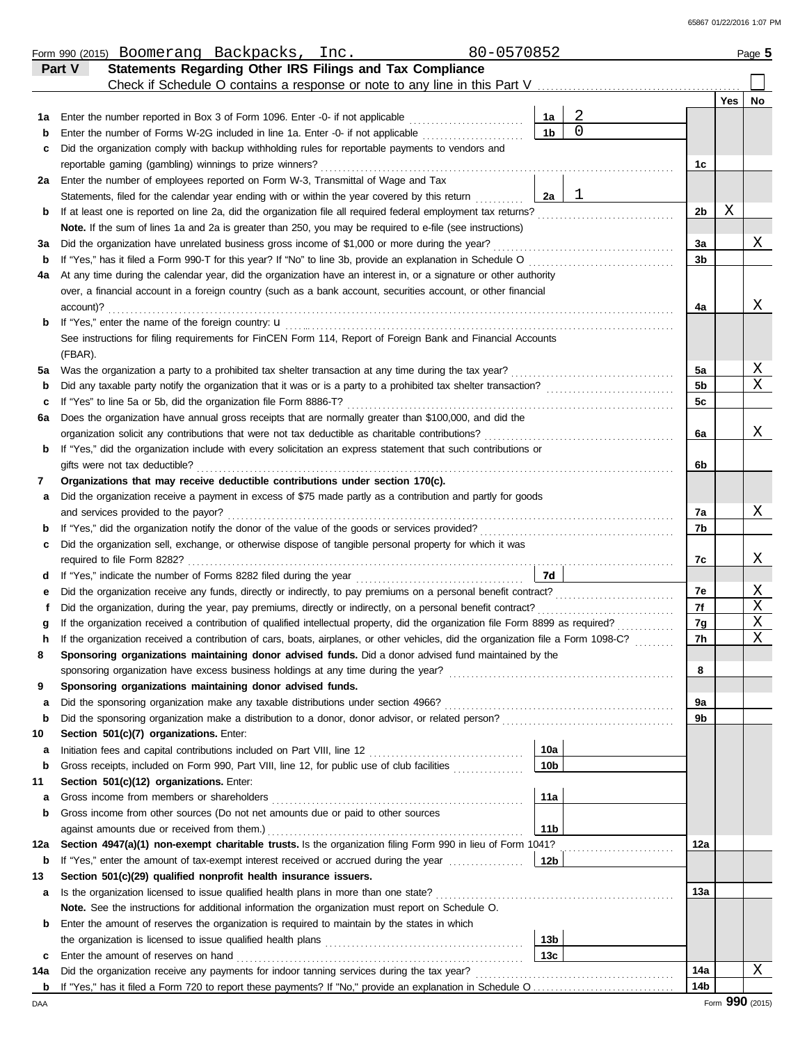Form 990 (2015) Boomerang Backpacks, Inc. 80-0570852

**Part V — Statements Regarding Other IRS Filings and Tax Compliance**

Check if Schedule O contains a response or note to any line in this Part V ☐

| Line | Question | Ref | Amount | Line | Yes | No |
|---|---|---|---|---|---|---|
| 1a | Enter the number reported in Box 3 of Form 1096. Enter -0- if not applicable | 1a | 2 | | | |
| b | Enter the number of Forms W-2G included in line 1a. Enter -0- if not applicable | 1b | 0 | | | |
| c | Did the organization comply with backup withholding rules for reportable payments to vendors and reportable gaming (gambling) winnings to prize winners? | | | 1c | | |
| 2a | Enter the number of employees reported on Form W-3, Transmittal of Wage and Tax Statements, filed for the calendar year ending with or within the year covered by this return | 2a | 1 | | | |
| b | If at least one is reported on line 2a, did the organization file all required federal employment tax returns? | | | 2b | X | |
| | **Note.** If the sum of lines 1a and 2a is greater than 250, you may be required to e-file (see instructions) | | | | | |
| 3a | Did the organization have unrelated business gross income of $1,000 or more during the year? | | | 3a | | X |
| b | If "Yes," has it filed a Form 990-T for this year? If "No" to line 3b, provide an explanation in Schedule O | | | 3b | | |
| 4a | At any time during the calendar year, did the organization have an interest in, or a signature or other authority over, a financial account in a foreign country (such as a bank account, securities account, or other financial account)? | | | 4a | | X |
| b | If "Yes," enter the name of the foreign country: u | | | | | |
| | See instructions for filing requirements for FinCEN Form 114, Report of Foreign Bank and Financial Accounts (FBAR). | | | | | |
| 5a | Was the organization a party to a prohibited tax shelter transaction at any time during the tax year? | | | 5a | | X |
| b | Did any taxable party notify the organization that it was or is a party to a prohibited tax shelter transaction? | | | 5b | | X |
| c | If "Yes" to line 5a or 5b, did the organization file Form 8886-T? | | | 5c | | |
| 6a | Does the organization have annual gross receipts that are normally greater than $100,000, and did the organization solicit any contributions that were not tax deductible as charitable contributions? | | | 6a | | X |
| b | If "Yes," did the organization include with every solicitation an express statement that such contributions or gifts were not tax deductible? | | | 6b | | |
| 7 | **Organizations that may receive deductible contributions under section 170(c).** | | | | | |
| a | Did the organization receive a payment in excess of $75 made partly as a contribution and partly for goods and services provided to the payor? | | | 7a | | X |
| b | If "Yes," did the organization notify the donor of the value of the goods or services provided? | | | 7b | | |
| c | Did the organization sell, exchange, or otherwise dispose of tangible personal property for which it was required to file Form 8282? | | | 7c | | X |
| d | If "Yes," indicate the number of Forms 8282 filed during the year | 7d | | | | |
| e | Did the organization receive any funds, directly or indirectly, to pay premiums on a personal benefit contract? | | | 7e | | X |
| f | Did the organization, during the year, pay premiums, directly or indirectly, on a personal benefit contract? | | | 7f | | X |
| g | If the organization received a contribution of qualified intellectual property, did the organization file Form 8899 as required? | | | 7g | | X |
| h | If the organization received a contribution of cars, boats, airplanes, or other vehicles, did the organization file a Form 1098-C? | | | 7h | | X |
| 8 | **Sponsoring organizations maintaining donor advised funds.** Did a donor advised fund maintained by the sponsoring organization have excess business holdings at any time during the year? | | | 8 | | |
| 9 | **Sponsoring organizations maintaining donor advised funds.** | | | | | |
| a | Did the sponsoring organization make any taxable distributions under section 4966? | | | 9a | | |
| b | Did the sponsoring organization make a distribution to a donor, donor advisor, or related person? | | | 9b | | |
| 10 | **Section 501(c)(7) organizations.** Enter: | | | | | |
| a | Initiation fees and capital contributions included on Part VIII, line 12 | 10a | | | | |
| b | Gross receipts, included on Form 990, Part VIII, line 12, for public use of club facilities | 10b | | | | |
| 11 | **Section 501(c)(12) organizations.** Enter: | | | | | |
| a | Gross income from members or shareholders | 11a | | | | |
| b | Gross income from other sources (Do not net amounts due or paid to other sources against amounts due or received from them.) | 11b | | | | |
| 12a | **Section 4947(a)(1) non-exempt charitable trusts.** Is the organization filing Form 990 in lieu of Form 1041? | | | 12a | | |
| b | If "Yes," enter the amount of tax-exempt interest received or accrued during the year | 12b | | | | |
| 13 | **Section 501(c)(29) qualified nonprofit health insurance issuers.** | | | | | |
| a | Is the organization licensed to issue qualified health plans in more than one state? | | | 13a | | |
| | **Note.** See the instructions for additional information the organization must report on Schedule O. | | | | | |
| b | Enter the amount of reserves the organization is required to maintain by the states in which the organization is licensed to issue qualified health plans | 13b | | | | |
| c | Enter the amount of reserves on hand | 13c | | | | |
| 14a | Did the organization receive any payments for indoor tanning services during the tax year? | | | 14a | | X |
| b | If "Yes," has it filed a Form 720 to report these payments? If "No," provide an explanation in Schedule O | | | 14b | | |

Form **990** (2015)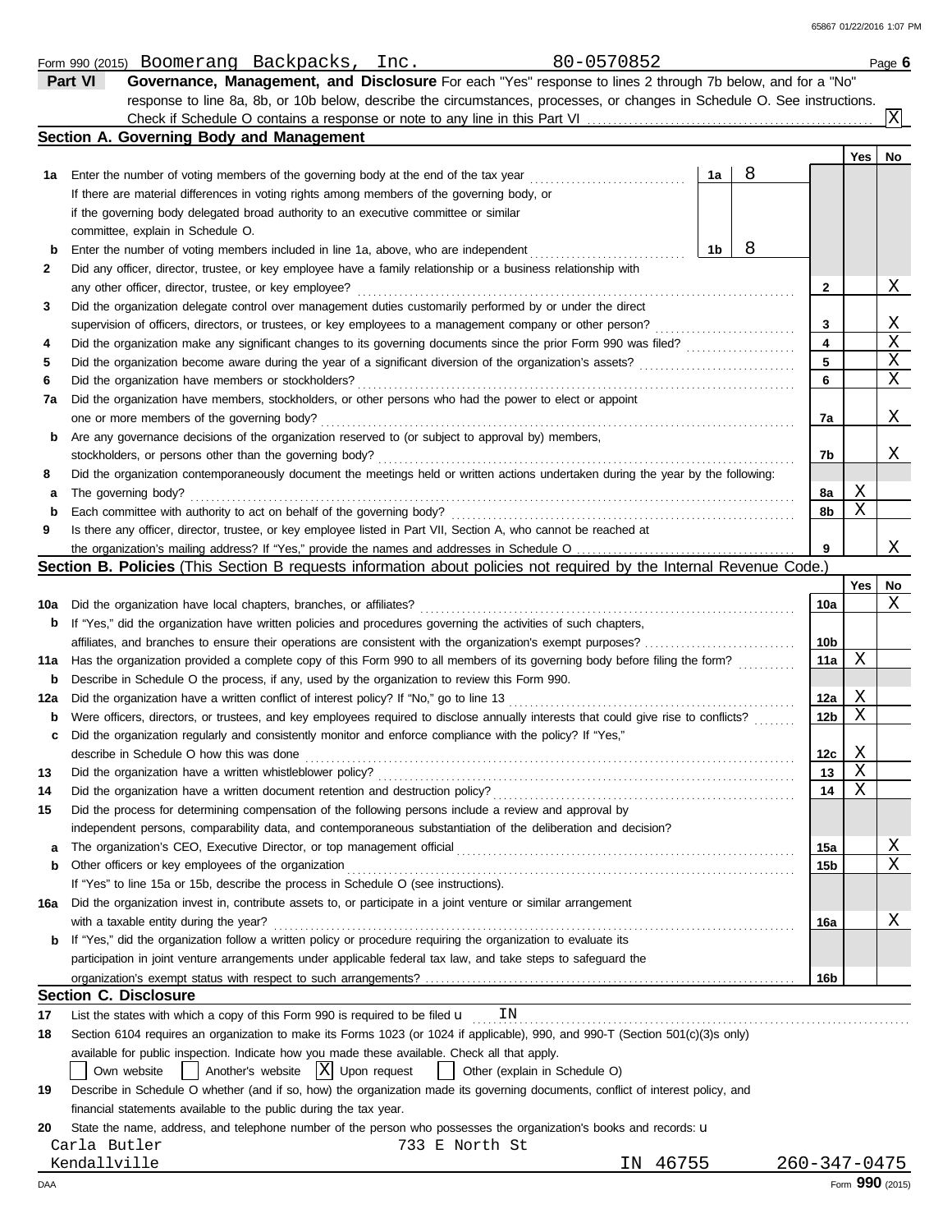Form 990 (2015) Boomerang Backpacks, Inc. 80-0570852 Page **6**

## Part VI Governance, Management, and Disclosure

For each "Yes" response to lines 2 through 7b below, and for a "No" response to line 8a, 8b, or 10b below, describe the circumstances, processes, or changes in Schedule O. See instructions.

Check if Schedule O contains a response or note to any line in this Part VI .......... [X]

### Section A. Governing Body and Management

| | | | | | Yes | No |
|---|---|---|---|---|---|---|
| **1a** | Enter the number of voting members of the governing body at the end of the tax year. If there are material differences in voting rights among members of the governing body, or if the governing body delegated broad authority to an executive committee or similar committee, explain in Schedule O. | 1a | 8 | | | |
| **b** | Enter the number of voting members included in line 1a, above, who are independent | 1b | 8 | | | |
| **2** | Did any officer, director, trustee, or key employee have a family relationship or a business relationship with any other officer, director, trustee, or key employee? | | | 2 | | X |
| **3** | Did the organization delegate control over management duties customarily performed by or under the direct supervision of officers, directors, or trustees, or key employees to a management company or other person? | | | 3 | | X |
| **4** | Did the organization make any significant changes to its governing documents since the prior Form 990 was filed? | | | 4 | | X |
| **5** | Did the organization become aware during the year of a significant diversion of the organization's assets? | | | 5 | | X |
| **6** | Did the organization have members or stockholders? | | | 6 | | X |
| **7a** | Did the organization have members, stockholders, or other persons who had the power to elect or appoint one or more members of the governing body? | | | 7a | | X |
| **b** | Are any governance decisions of the organization reserved to (or subject to approval by) members, stockholders, or persons other than the governing body? | | | 7b | | X |
| **8** | Did the organization contemporaneously document the meetings held or written actions undertaken during the year by the following: | | | | | |
| **a** | The governing body? | | | 8a | X | |
| **b** | Each committee with authority to act on behalf of the governing body? | | | 8b | X | |
| **9** | Is there any officer, director, trustee, or key employee listed in Part VII, Section A, who cannot be reached at the organization's mailing address? If "Yes," provide the names and addresses in Schedule O | | | 9 | | X |

### Section B. Policies (This Section B requests information about policies not required by the Internal Revenue Code.)

| | | | Yes | No |
|---|---|---|---|---|
| **10a** | Did the organization have local chapters, branches, or affiliates? | 10a | | X |
| **b** | If "Yes," did the organization have written policies and procedures governing the activities of such chapters, affiliates, and branches to ensure their operations are consistent with the organization's exempt purposes? | 10b | | |
| **11a** | Has the organization provided a complete copy of this Form 990 to all members of its governing body before filing the form? | 11a | X | |
| **b** | Describe in Schedule O the process, if any, used by the organization to review this Form 990. | | | |
| **12a** | Did the organization have a written conflict of interest policy? If "No," go to line 13 | 12a | X | |
| **b** | Were officers, directors, or trustees, and key employees required to disclose annually interests that could give rise to conflicts? | 12b | X | |
| **c** | Did the organization regularly and consistently monitor and enforce compliance with the policy? If "Yes," describe in Schedule O how this was done | 12c | X | |
| **13** | Did the organization have a written whistleblower policy? | 13 | X | |
| **14** | Did the organization have a written document retention and destruction policy? | 14 | X | |
| **15** | Did the process for determining compensation of the following persons include a review and approval by independent persons, comparability data, and contemporaneous substantiation of the deliberation and decision? | | | |
| **a** | The organization's CEO, Executive Director, or top management official | 15a | | X |
| **b** | Other officers or key employees of the organization | 15b | | X |
| | If "Yes" to line 15a or 15b, describe the process in Schedule O (see instructions). | | | |
| **16a** | Did the organization invest in, contribute assets to, or participate in a joint venture or similar arrangement with a taxable entity during the year? | 16a | | X |
| **b** | If "Yes," did the organization follow a written policy or procedure requiring the organization to evaluate its participation in joint venture arrangements under applicable federal tax law, and take steps to safeguard the organization's exempt status with respect to such arrangements? | 16b | | |

### Section C. Disclosure

**17** List the states with which a copy of this Form 990 is required to be filed: IN

**18** Section 6104 requires an organization to make its Forms 1023 (or 1024 if applicable), 990, and 990-T (Section 501(c)(3)s only) available for public inspection. Indicate how you made these available. Check all that apply.

[ ] Own website [ ] Another's website [X] Upon request [ ] Other (explain in Schedule O)

**19** Describe in Schedule O whether (and if so, how) the organization made its governing documents, conflict of interest policy, and financial statements available to the public during the tax year.

**20** State the name, address, and telephone number of the person who possesses the organization's books and records:

Carla Butler 733 E North St
Kendallville IN 46755 260-347-0475

Form **990** (2015)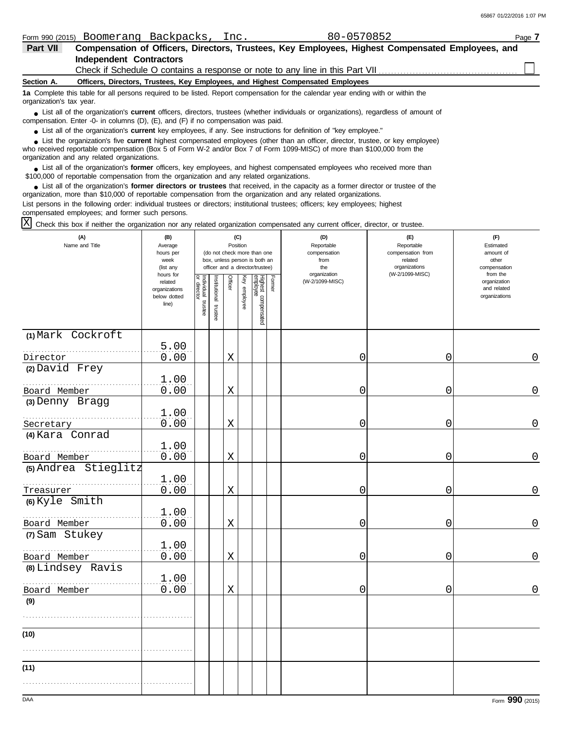Form 990 (2015) Boomerang Backpacks, Inc. 80-0570852 Page 7

**Part VII** **Compensation of Officers, Directors, Trustees, Key Employees, Highest Compensated Employees, and Independent Contractors**

Check if Schedule O contains a response or note to any line in this Part VII ☐

**Section A. Officers, Directors, Trustees, Key Employees, and Highest Compensated Employees**

**1a** Complete this table for all persons required to be listed. Report compensation for the calendar year ending with or within the organization's tax year.

- List all of the organization's **current** officers, directors, trustees (whether individuals or organizations), regardless of amount of compensation. Enter -0- in columns (D), (E), and (F) if no compensation was paid.
- List all of the organization's **current** key employees, if any. See instructions for definition of "key employee."
- List the organization's five **current** highest compensated employees (other than an officer, director, trustee, or key employee) who received reportable compensation (Box 5 of Form W-2 and/or Box 7 of Form 1099-MISC) of more than $100,000 from the organization and any related organizations.
- List all of the organization's **former** officers, key employees, and highest compensated employees who received more than $100,000 of reportable compensation from the organization and any related organizations.
- List all of the organization's **former directors or trustees** that received, in the capacity as a former director or trustee of the organization, more than $10,000 of reportable compensation from the organization and any related organizations.

List persons in the following order: individual trustees or directors; institutional trustees; officers; key employees; highest compensated employees; and former such persons.

☒ Check this box if neither the organization nor any related organization compensated any current officer, director, or trustee.

| (A) Name and Title | (B) Average hours per week (list any hours for related organizations below dotted line) | (C) Position (do not check more than one box, unless person is both an officer and a director/trustee) Individual trustee or director | Institutional trustee | Officer | Key employee | Highest compensated employee | Former | (D) Reportable compensation from the organization (W-2/1099-MISC) | (E) Reportable compensation from related organizations (W-2/1099-MISC) | (F) Estimated amount of other compensation from the organization and related organizations |
|---|---|---|---|---|---|---|---|---|---|---|
| (1) Mark Cockroft<br>Director | 5.00<br>0.00 | | | X | | | | 0 | 0 | 0 |
| (2) David Frey<br>Board Member | 1.00<br>0.00 | | | X | | | | 0 | 0 | 0 |
| (3) Denny Bragg<br>Secretary | 1.00<br>0.00 | | | X | | | | 0 | 0 | 0 |
| (4) Kara Conrad<br>Board Member | 1.00<br>0.00 | | | X | | | | 0 | 0 | 0 |
| (5) Andrea Stieglitz<br>Treasurer | 1.00<br>0.00 | | | X | | | | 0 | 0 | 0 |
| (6) Kyle Smith<br>Board Member | 1.00<br>0.00 | | | X | | | | 0 | 0 | 0 |
| (7) Sam Stukey<br>Board Member | 1.00<br>0.00 | | | X | | | | 0 | 0 | 0 |
| (8) Lindsey Ravis<br>Board Member | 1.00<br>0.00 | | | X | | | | 0 | 0 | 0 |
| (9) | | | | | | | | | | |
| (10) | | | | | | | | | | |
| (11) | | | | | | | | | | |

Form **990** (2015)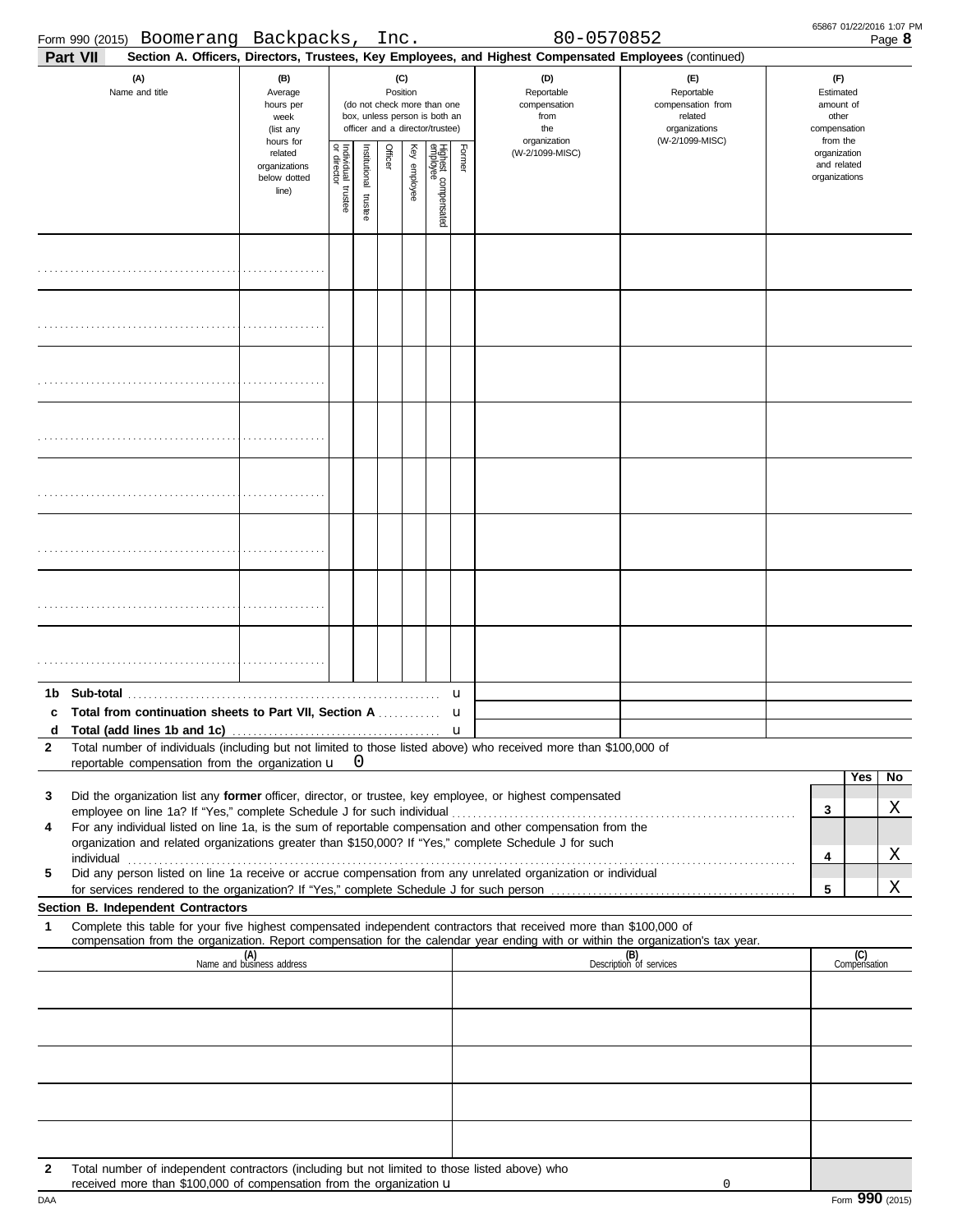Form 990 (2015) Boomerang Backpacks, Inc. 80-0570852 Page **8**

**Part VII** **Section A. Officers, Directors, Trustees, Key Employees, and Highest Compensated Employees** (continued)

| (A) Name and title | (B) Average hours per week (list any hours for related organizations below dotted line) | (C) Position (do not check more than one box, unless person is both an officer and a director/trustee) | | | | | | (D) Reportable compensation from the organization (W-2/1099-MISC) | (E) Reportable compensation from related organizations (W-2/1099-MISC) | (F) Estimated amount of other compensation from the organization and related organizations |
|---|---|---|---|---|---|---|---|---|---|---|
| | | Individual trustee or director | Institutional trustee | Officer | Key employee | Highest compensated employee | Former | | | |
| | | | | | | | | | | |
| | | | | | | | | | | |
| | | | | | | | | | | |
| | | | | | | | | | | |
| | | | | | | | | | | |
| | | | | | | | | | | |
| | | | | | | | | | | |
| | | | | | | | | | | |

**1b Sub-total** ▶

**c Total from continuation sheets to Part VII, Section A** ▶

**d Total (add lines 1b and 1c)** ▶

**2** Total number of individuals (including but not limited to those listed above) who received more than $100,000 of reportable compensation from the organization ▶ 0

| | | Yes | No |
|---|---|---|---|
| **3** Did the organization list any **former** officer, director, or trustee, key employee, or highest compensated employee on line 1a? If "Yes," complete Schedule J for such individual | 3 | | X |
| **4** For any individual listed on line 1a, is the sum of reportable compensation and other compensation from the organization and related organizations greater than $150,000? If "Yes," complete Schedule J for such individual | 4 | | X |
| **5** Did any person listed on line 1a receive or accrue compensation from any unrelated organization or individual for services rendered to the organization? If "Yes," complete Schedule J for such person | 5 | | X |

**Section B. Independent Contractors**

**1** Complete this table for your five highest compensated independent contractors that received more than $100,000 of compensation from the organization. Report compensation for the calendar year ending with or within the organization's tax year.

| (A) Name and business address | (B) Description of services | (C) Compensation |
|---|---|---|
| | | |
| | | |
| | | |
| | | |
| | | |

**2** Total number of independent contractors (including but not limited to those listed above) who received more than $100,000 of compensation from the organization ▶ 0

Form **990** (2015)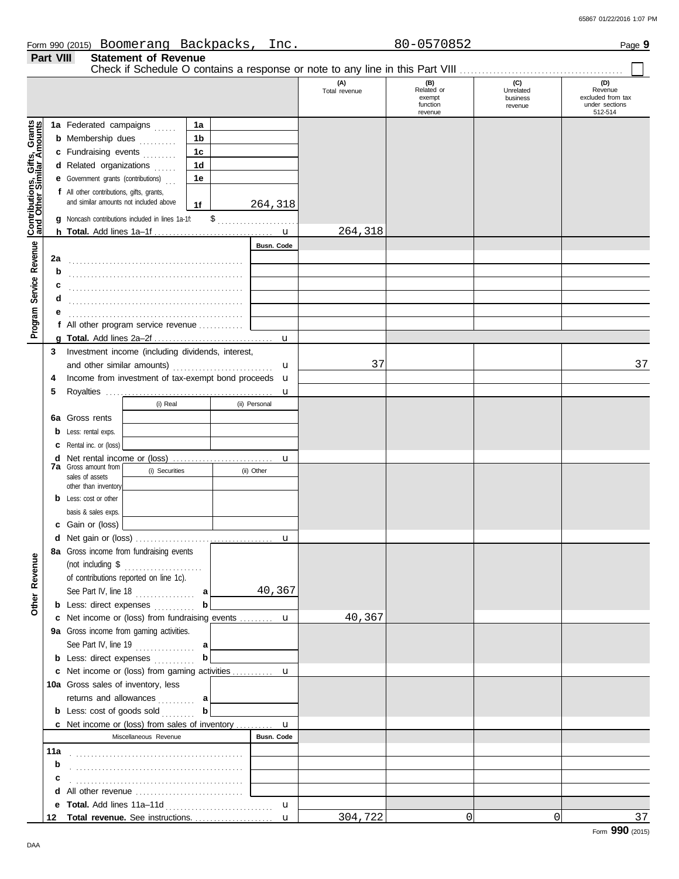Form 990 (2015) Boomerang Backpacks, Inc. 80-0570852 Page **9**

## Part VIII Statement of Revenue

Check if Schedule O contains a response or note to any line in this Part VIII ☐

| | | | (A) Total revenue | (B) Related or exempt function revenue | (C) Unrelated business revenue | (D) Revenue excluded from tax under sections 512-514 |
|---|---|---|---|---|---|---|
| **Contributions, Gifts, Grants and Other Similar Amounts** | 1a Federated campaigns | 1a | | | | |
| | b Membership dues | 1b | | | | |
| | c Fundraising events | 1c | | | | |
| | d Related organizations | 1d | | | | |
| | e Government grants (contributions) | 1e | | | | |
| | f All other contributions, gifts, grants, and similar amounts not included above | 1f 264,318 | | | | |
| | g Noncash contributions included in lines 1a-1f: $ | | | | | |
| | h **Total.** Add lines 1a–1f | u | 264,318 | | | |
| **Program Service Revenue** | | Busn. Code | | | | |
| | 2a | | | | | |
| | b | | | | | |
| | c | | | | | |
| | d | | | | | |
| | e | | | | | |
| | f All other program service revenue | | | | | |
| | g **Total.** Add lines 2a–2f | u | | | | |
| **Other Revenue** | 3 Investment income (including dividends, interest, and other similar amounts) | u | 37 | | | 37 |
| | 4 Income from investment of tax-exempt bond proceeds | u | | | | |
| | 5 Royalties | u | | | | |
| | | (i) Real / (ii) Personal | | | | |
| | 6a Gross rents | | | | | |
| | b Less: rental exps. | | | | | |
| | c Rental inc. or (loss) | | | | | |
| | d Net rental income or (loss) | u | | | | |
| | 7a Gross amount from sales of assets other than inventory | (i) Securities / (ii) Other | | | | |
| | b Less: cost or other basis & sales exps. | | | | | |
| | c Gain or (loss) | | | | | |
| | d Net gain or (loss) | u | | | | |
| | 8a Gross income from fundraising events (not including $ of contributions reported on line 1c). See Part IV, line 18 | a 40,367 | | | | |
| | b Less: direct expenses | b | | | | |
| | c Net income or (loss) from fundraising events | u | 40,367 | | | |
| | 9a Gross income from gaming activities. See Part IV, line 19 | a | | | | |
| | b Less: direct expenses | b | | | | |
| | c Net income or (loss) from gaming activities | u | | | | |
| | 10a Gross sales of inventory, less returns and allowances | a | | | | |
| | b Less: cost of goods sold | b | | | | |
| | c Net income or (loss) from sales of inventory | u | | | | |
| | Miscellaneous Revenue | Busn. Code | | | | |
| | 11a | | | | | |
| | b | | | | | |
| | c | | | | | |
| | d All other revenue | | | | | |
| | e **Total.** Add lines 11a–11d | u | | | | |
| | 12 **Total revenue.** See instructions. | u | 304,722 | 0 | 0 | 37 |

Form **990** (2015)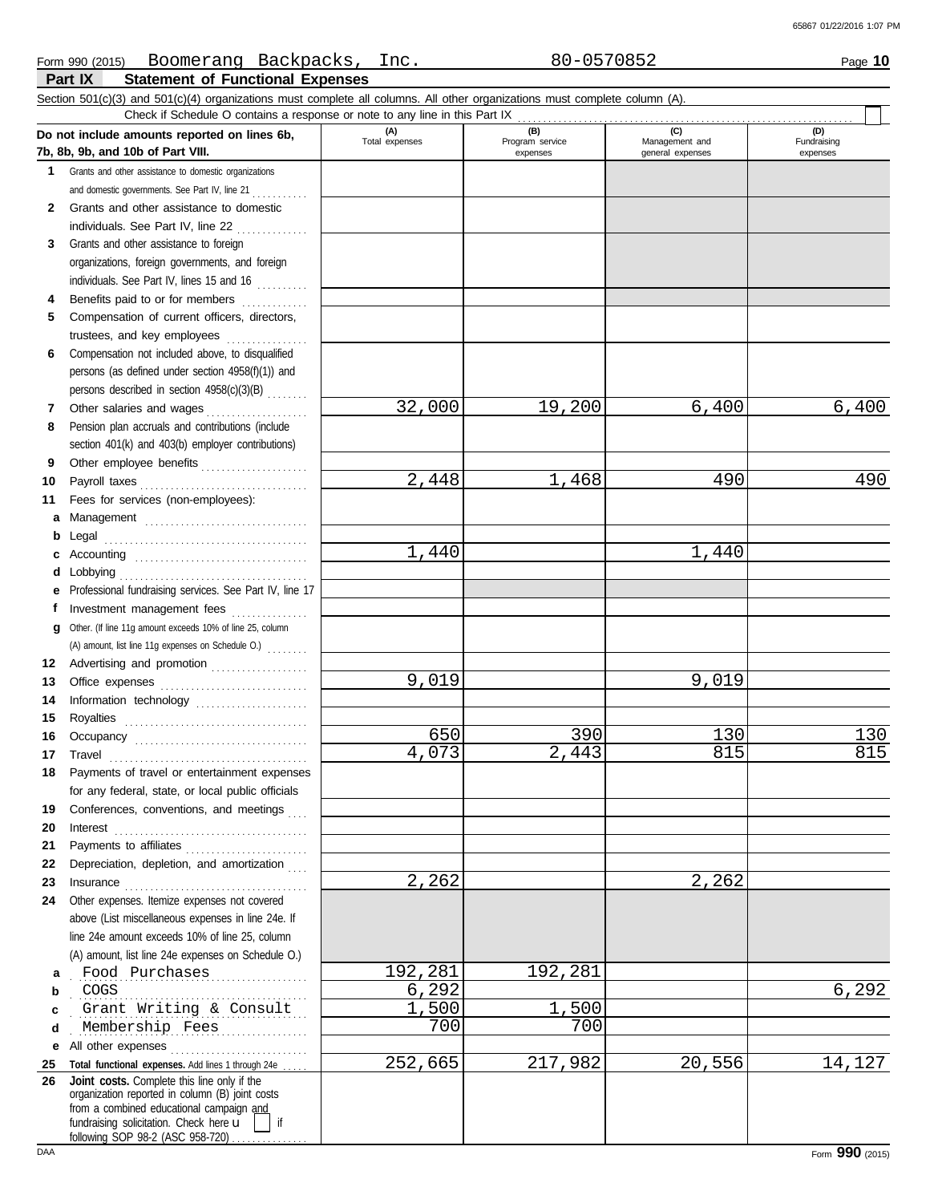Form 990 (2015) Boomerang Backpacks, Inc. 80-0570852

## Part IX Statement of Functional Expenses

Section 501(c)(3) and 501(c)(4) organizations must complete all columns. All other organizations must complete column (A).

Check if Schedule O contains a response or note to any line in this Part IX

| Do not include amounts reported on lines 6b, 7b, 8b, 9b, and 10b of Part VIII. | (A) Total expenses | (B) Program service expenses | (C) Management and general expenses | (D) Fundraising expenses |
|---|---|---|---|---|
| 1 Grants and other assistance to domestic organizations and domestic governments. See Part IV, line 21 | | | | |
| 2 Grants and other assistance to domestic individuals. See Part IV, line 22 | | | | |
| 3 Grants and other assistance to foreign organizations, foreign governments, and foreign individuals. See Part IV, lines 15 and 16 | | | | |
| 4 Benefits paid to or for members | | | | |
| 5 Compensation of current officers, directors, trustees, and key employees | | | | |
| 6 Compensation not included above, to disqualified persons (as defined under section 4958(f)(1)) and persons described in section 4958(c)(3)(B) | | | | |
| 7 Other salaries and wages | 32,000 | 19,200 | 6,400 | 6,400 |
| 8 Pension plan accruals and contributions (include section 401(k) and 403(b) employer contributions) | | | | |
| 9 Other employee benefits | | | | |
| 10 Payroll taxes | 2,448 | 1,468 | 490 | 490 |
| 11 Fees for services (non-employees): | | | | |
| a Management | | | | |
| b Legal | | | | |
| c Accounting | 1,440 | | 1,440 | |
| d Lobbying | | | | |
| e Professional fundraising services. See Part IV, line 17 | | | | |
| f Investment management fees | | | | |
| g Other. (If line 11g amount exceeds 10% of line 25, column (A) amount, list line 11g expenses on Schedule O.) | | | | |
| 12 Advertising and promotion | | | | |
| 13 Office expenses | 9,019 | | 9,019 | |
| 14 Information technology | | | | |
| 15 Royalties | | | | |
| 16 Occupancy | 650 | 390 | 130 | 130 |
| 17 Travel | 4,073 | 2,443 | 815 | 815 |
| 18 Payments of travel or entertainment expenses for any federal, state, or local public officials | | | | |
| 19 Conferences, conventions, and meetings | | | | |
| 20 Interest | | | | |
| 21 Payments to affiliates | | | | |
| 22 Depreciation, depletion, and amortization | | | | |
| 23 Insurance | 2,262 | | 2,262 | |
| 24 Other expenses. Itemize expenses not covered above (List miscellaneous expenses in line 24e. If line 24e amount exceeds 10% of line 25, column (A) amount, list line 24e expenses on Schedule O.) | | | | |
| a Food Purchases | 192,281 | 192,281 | | |
| b COGS | 6,292 | | | 6,292 |
| c Grant Writing & Consult | 1,500 | 1,500 | | |
| d Membership Fees | 700 | 700 | | |
| e All other expenses | | | | |
| 25 Total functional expenses. Add lines 1 through 24e | 252,665 | 217,982 | 20,556 | 14,127 |
| 26 Joint costs. Complete this line only if the organization reported in column (B) joint costs from a combined educational campaign and fundraising solicitation. Check here ☐ if following SOP 98-2 (ASC 958-720) | | | | |

Form 990 (2015)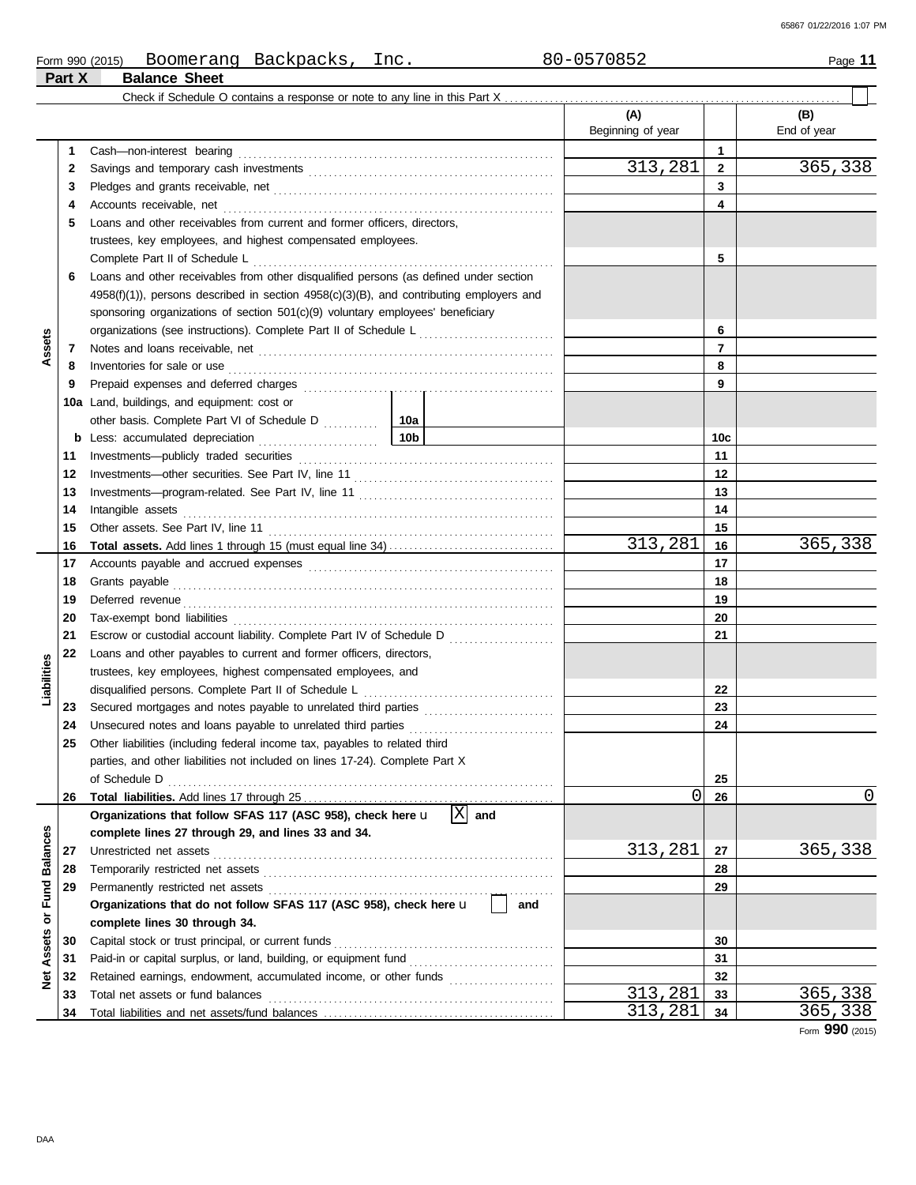Form 990 (2015) Boomerang Backpacks, Inc. 80-0570852

## Part X Balance Sheet

Check if Schedule O contains a response or note to any line in this Part X . . . . . . . . . . . . . . . . . . . . . . ☐

| Section | Line | Description | | (A) Beginning of year | Line | (B) End of year |
|---|---|---|---|---|---|---|
| Assets | 1 | Cash—non-interest bearing | | | 1 | |
| | 2 | Savings and temporary cash investments | | 313,281 | 2 | 365,338 |
| | 3 | Pledges and grants receivable, net | | | 3 | |
| | 4 | Accounts receivable, net | | | 4 | |
| | 5 | Loans and other receivables from current and former officers, directors, trustees, key employees, and highest compensated employees. Complete Part II of Schedule L | | | 5 | |
| | 6 | Loans and other receivables from other disqualified persons (as defined under section 4958(f)(1)), persons described in section 4958(c)(3)(B), and contributing employers and sponsoring organizations of section 501(c)(9) voluntary employees' beneficiary organizations (see instructions). Complete Part II of Schedule L | | | 6 | |
| | 7 | Notes and loans receivable, net | | | 7 | |
| | 8 | Inventories for sale or use | | | 8 | |
| | 9 | Prepaid expenses and deferred charges | | | 9 | |
| | 10a | Land, buildings, and equipment: cost or other basis. Complete Part VI of Schedule D | 10a | | | |
| | b | Less: accumulated depreciation | 10b | | 10c | |
| | 11 | Investments—publicly traded securities | | | 11 | |
| | 12 | Investments—other securities. See Part IV, line 11 | | | 12 | |
| | 13 | Investments—program-related. See Part IV, line 11 | | | 13 | |
| | 14 | Intangible assets | | | 14 | |
| | 15 | Other assets. See Part IV, line 11 | | | 15 | |
| | 16 | **Total assets.** Add lines 1 through 15 (must equal line 34) | | 313,281 | 16 | 365,338 |
| Liabilities | 17 | Accounts payable and accrued expenses | | | 17 | |
| | 18 | Grants payable | | | 18 | |
| | 19 | Deferred revenue | | | 19 | |
| | 20 | Tax-exempt bond liabilities | | | 20 | |
| | 21 | Escrow or custodial account liability. Complete Part IV of Schedule D | | | 21 | |
| | 22 | Loans and other payables to current and former officers, directors, trustees, key employees, highest compensated employees, and disqualified persons. Complete Part II of Schedule L | | | 22 | |
| | 23 | Secured mortgages and notes payable to unrelated third parties | | | 23 | |
| | 24 | Unsecured notes and loans payable to unrelated third parties | | | 24 | |
| | 25 | Other liabilities (including federal income tax, payables to related third parties, and other liabilities not included on lines 17-24). Complete Part X of Schedule D | | | 25 | |
| | 26 | **Total liabilities.** Add lines 17 through 25 | | 0 | 26 | 0 |
| Net Assets or Fund Balances | | **Organizations that follow SFAS 117 (ASC 958), check here** u [X] **and complete lines 27 through 29, and lines 33 and 34.** | | | | |
| | 27 | Unrestricted net assets | | 313,281 | 27 | 365,338 |
| | 28 | Temporarily restricted net assets | | | 28 | |
| | 29 | Permanently restricted net assets | | | 29 | |
| | | **Organizations that do not follow SFAS 117 (ASC 958), check here** u [ ] **and complete lines 30 through 34.** | | | | |
| | 30 | Capital stock or trust principal, or current funds | | | 30 | |
| | 31 | Paid-in or capital surplus, or land, building, or equipment fund | | | 31 | |
| | 32 | Retained earnings, endowment, accumulated income, or other funds | | | 32 | |
| | 33 | Total net assets or fund balances | | 313,281 | 33 | 365,338 |
| | 34 | Total liabilities and net assets/fund balances | | 313,281 | 34 | 365,338 |

Form **990** (2015)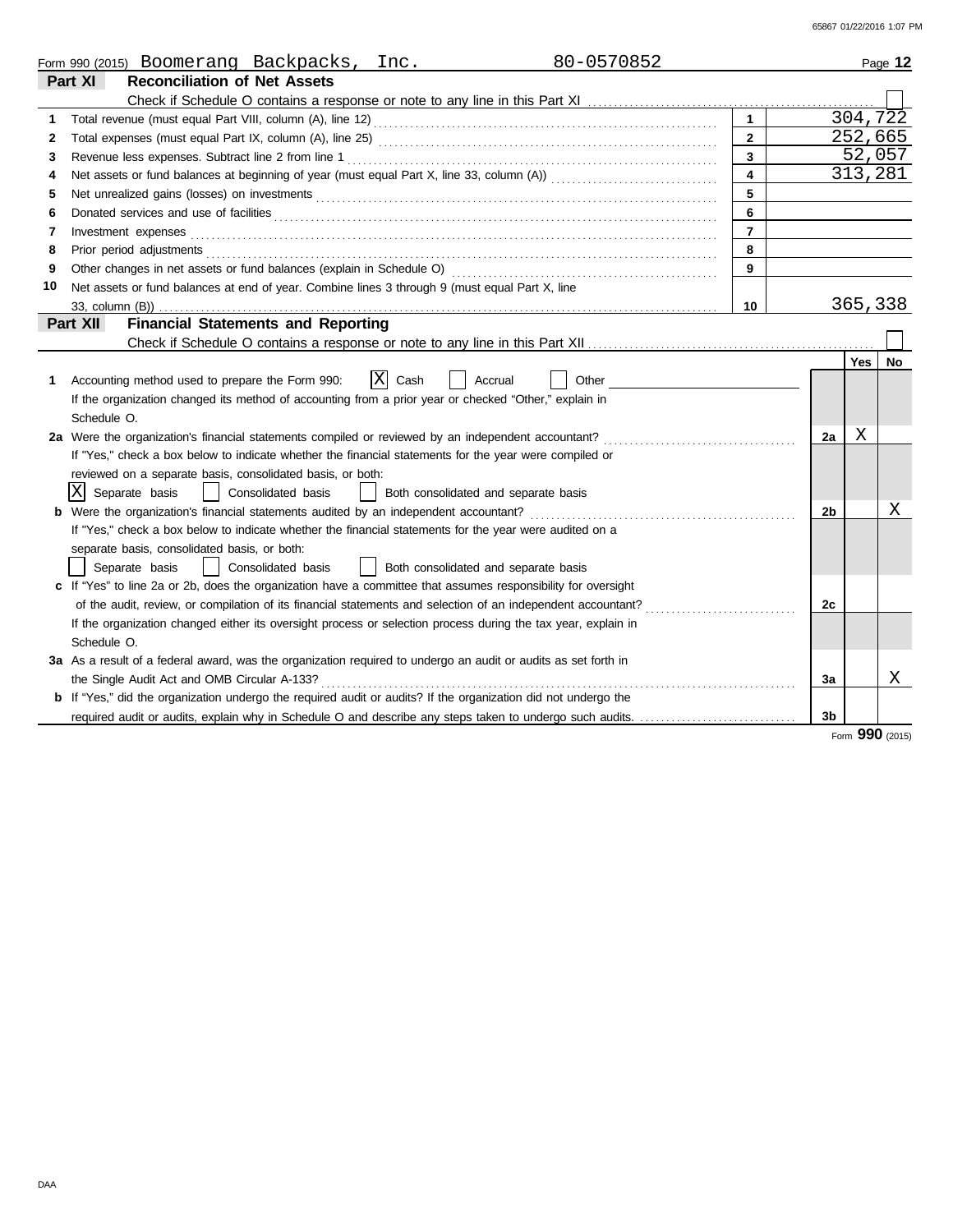Form 990 (2015) Boomerang Backpacks, Inc. 80-0570852

## Part XI Reconciliation of Net Assets

Check if Schedule O contains a response or note to any line in this Part XI ☐

| | | | |
|---|---|---|---|
| 1 | Total revenue (must equal Part VIII, column (A), line 12) | 1 | 304,722 |
| 2 | Total expenses (must equal Part IX, column (A), line 25) | 2 | 252,665 |
| 3 | Revenue less expenses. Subtract line 2 from line 1 | 3 | 52,057 |
| 4 | Net assets or fund balances at beginning of year (must equal Part X, line 33, column (A)) | 4 | 313,281 |
| 5 | Net unrealized gains (losses) on investments | 5 | |
| 6 | Donated services and use of facilities | 6 | |
| 7 | Investment expenses | 7 | |
| 8 | Prior period adjustments | 8 | |
| 9 | Other changes in net assets or fund balances (explain in Schedule O) | 9 | |
| 10 | Net assets or fund balances at end of year. Combine lines 3 through 9 (must equal Part X, line 33, column (B)) | 10 | 365,338 |

## Part XII Financial Statements and Reporting

Check if Schedule O contains a response or note to any line in this Part XII ☐

| | | | Yes | No |
|---|---|---|---|---|
| 1 | Accounting method used to prepare the Form 990: ☒ Cash ☐ Accrual ☐ Other<br>If the organization changed its method of accounting from a prior year or checked "Other," explain in Schedule O. | | | |
| 2a | Were the organization's financial statements compiled or reviewed by an independent accountant?<br>If "Yes," check a box below to indicate whether the financial statements for the year were compiled or reviewed on a separate basis, consolidated basis, or both:<br>☒ Separate basis ☐ Consolidated basis ☐ Both consolidated and separate basis | 2a | X | |
| b | Were the organization's financial statements audited by an independent accountant?<br>If "Yes," check a box below to indicate whether the financial statements for the year were audited on a separate basis, consolidated basis, or both:<br>☐ Separate basis ☐ Consolidated basis ☐ Both consolidated and separate basis | 2b | | X |
| c | If "Yes" to line 2a or 2b, does the organization have a committee that assumes responsibility for oversight of the audit, review, or compilation of its financial statements and selection of an independent accountant?<br>If the organization changed either its oversight process or selection process during the tax year, explain in Schedule O. | 2c | | |
| 3a | As a result of a federal award, was the organization required to undergo an audit or audits as set forth in the Single Audit Act and OMB Circular A-133? | 3a | | X |
| b | If "Yes," did the organization undergo the required audit or audits? If the organization did not undergo the required audit or audits, explain why in Schedule O and describe any steps taken to undergo such audits. | 3b | | |

Form **990** (2015)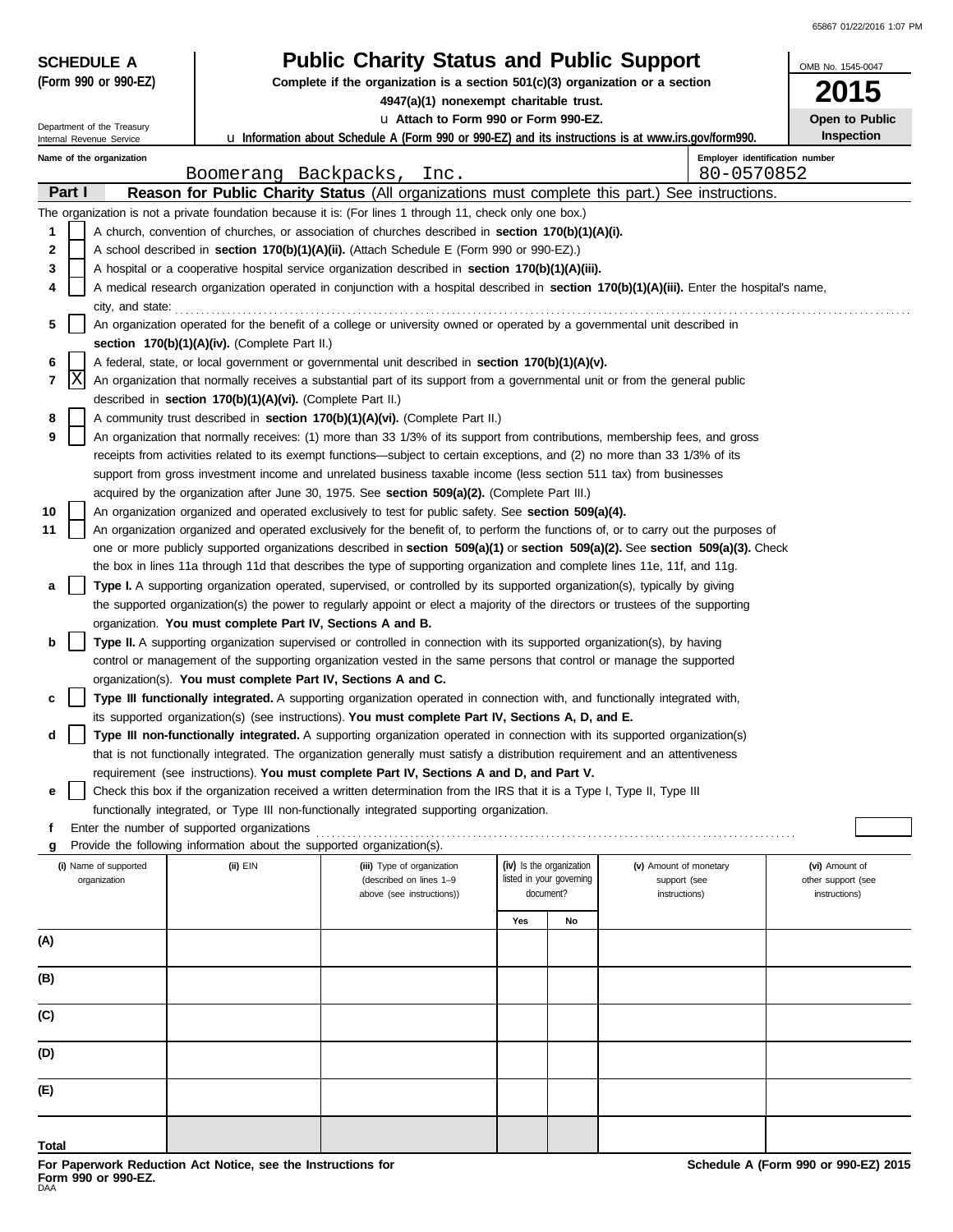**SCHEDULE A**
**(Form 990 or 990-EZ)**

Department of the Treasury
Internal Revenue Service

# Public Charity Status and Public Support

**Complete if the organization is a section 501(c)(3) organization or a section 4947(a)(1) nonexempt charitable trust.**

u **Attach to Form 990 or Form 990-EZ.**

u **Information about Schedule A (Form 990 or 990-EZ) and its instructions is at www.irs.gov/form990.**

OMB No. 1545-0047

**2015**

**Open to Public Inspection**

**Name of the organization**: Boomerang Backpacks, Inc.

**Employer identification number**: 80-0570852

**Part I** **Reason for Public Charity Status** (All organizations must complete this part.) See instructions.

The organization is not a private foundation because it is: (For lines 1 through 11, check only one box.)

1 [ ] A church, convention of churches, or association of churches described in **section 170(b)(1)(A)(i).**

2 [ ] A school described in **section 170(b)(1)(A)(ii).** (Attach Schedule E (Form 990 or 990-EZ).)

3 [ ] A hospital or a cooperative hospital service organization described in **section 170(b)(1)(A)(iii).**

4 [ ] A medical research organization operated in conjunction with a hospital described in **section 170(b)(1)(A)(iii).** Enter the hospital's name, city, and state:

5 [ ] An organization operated for the benefit of a college or university owned or operated by a governmental unit described in **section 170(b)(1)(A)(iv).** (Complete Part II.)

6 [ ] A federal, state, or local government or governmental unit described in **section 170(b)(1)(A)(v).**

7 [X] An organization that normally receives a substantial part of its support from a governmental unit or from the general public described in **section 170(b)(1)(A)(vi).** (Complete Part II.)

8 [ ] A community trust described in **section 170(b)(1)(A)(vi).** (Complete Part II.)

9 [ ] An organization that normally receives: (1) more than 33 1/3% of its support from contributions, membership fees, and gross receipts from activities related to its exempt functions—subject to certain exceptions, and (2) no more than 33 1/3% of its support from gross investment income and unrelated business taxable income (less section 511 tax) from businesses acquired by the organization after June 30, 1975. See **section 509(a)(2).** (Complete Part III.)

10 [ ] An organization organized and operated exclusively to test for public safety. See **section 509(a)(4).**

11 [ ] An organization organized and operated exclusively for the benefit of, to perform the functions of, or to carry out the purposes of one or more publicly supported organizations described in **section 509(a)(1)** or **section 509(a)(2).** See **section 509(a)(3).** Check the box in lines 11a through 11d that describes the type of supporting organization and complete lines 11e, 11f, and 11g.

a [ ] **Type I.** A supporting organization operated, supervised, or controlled by its supported organization(s), typically by giving the supported organization(s) the power to regularly appoint or elect a majority of the directors or trustees of the supporting organization. **You must complete Part IV, Sections A and B.**

b [ ] **Type II.** A supporting organization supervised or controlled in connection with its supported organization(s), by having control or management of the supporting organization vested in the same persons that control or manage the supported organization(s). **You must complete Part IV, Sections A and C.**

c [ ] **Type III functionally integrated.** A supporting organization operated in connection with, and functionally integrated with, its supported organization(s) (see instructions). **You must complete Part IV, Sections A, D, and E.**

d [ ] **Type III non-functionally integrated.** A supporting organization operated in connection with its supported organization(s) that is not functionally integrated. The organization generally must satisfy a distribution requirement and an attentiveness requirement (see instructions). **You must complete Part IV, Sections A and D, and Part V.**

e [ ] Check this box if the organization received a written determination from the IRS that it is a Type I, Type II, Type III functionally integrated, or Type III non-functionally integrated supporting organization.

f Enter the number of supported organizations

g Provide the following information about the supported organization(s).

| (i) Name of supported organization | (ii) EIN | (iii) Type of organization (described on lines 1–9 above (see instructions)) | (iv) Is the organization listed in your governing document? Yes | No | (v) Amount of monetary support (see instructions) | (vi) Amount of other support (see instructions) |
|---|---|---|---|---|---|---|
| (A) | | | | | | |
| (B) | | | | | | |
| (C) | | | | | | |
| (D) | | | | | | |
| (E) | | | | | | |
| Total | | | | | | |

**For Paperwork Reduction Act Notice, see the Instructions for Form 990 or 990-EZ.**

**Schedule A (Form 990 or 990-EZ) 2015**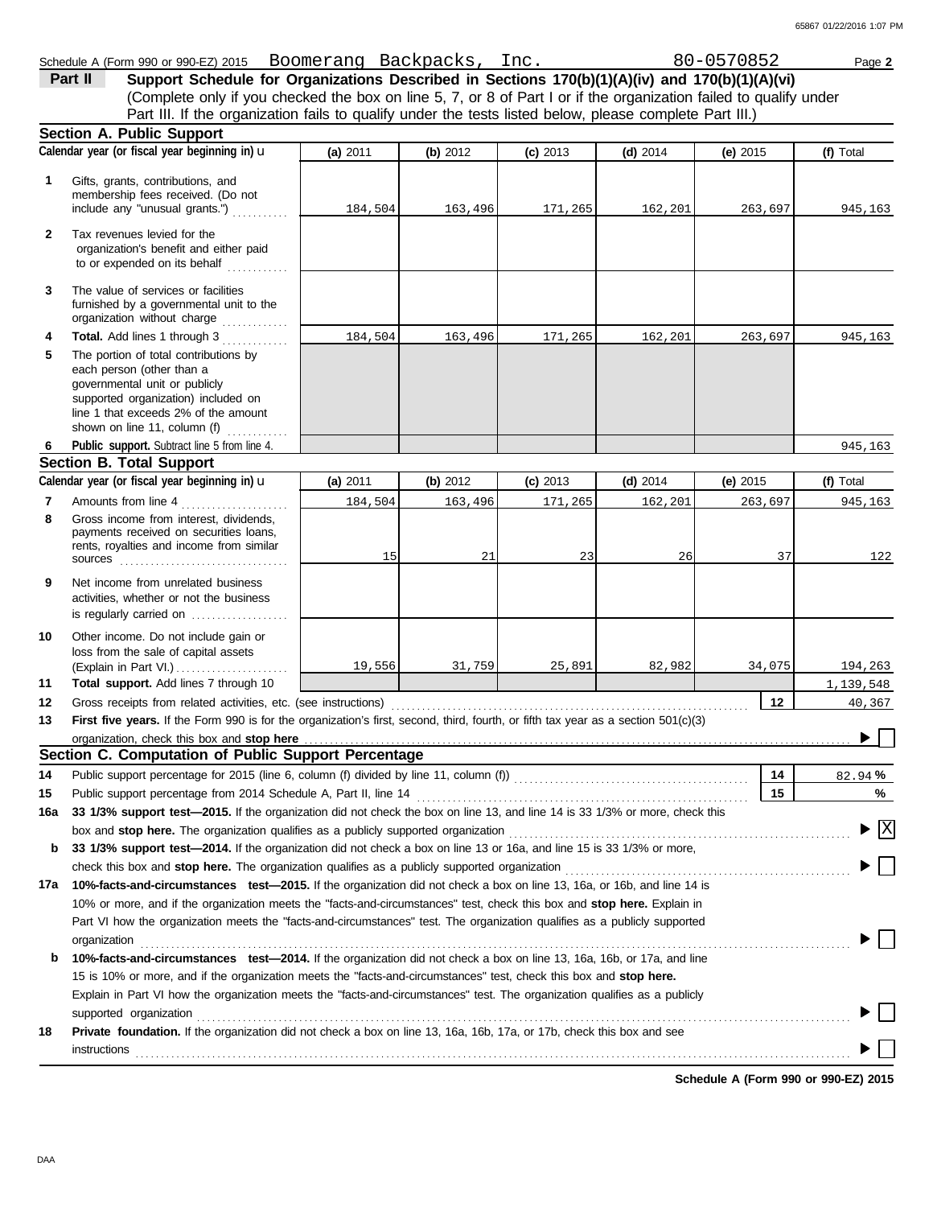Schedule A (Form 990 or 990-EZ) 2015 Boomerang Backpacks, Inc. 80-0570852 Page **2**

**Part II** **Support Schedule for Organizations Described in Sections 170(b)(1)(A)(iv) and 170(b)(1)(A)(vi)**
(Complete only if you checked the box on line 5, 7, or 8 of Part I or if the organization failed to qualify under Part III. If the organization fails to qualify under the tests listed below, please complete Part III.)

## Section A. Public Support

| Calendar year (or fiscal year beginning in) | (a) 2011 | (b) 2012 | (c) 2013 | (d) 2014 | (e) 2015 | (f) Total |
|---|---|---|---|---|---|---|
| **1** Gifts, grants, contributions, and membership fees received. (Do not include any "unusual grants.") | 184,504 | 163,496 | 171,265 | 162,201 | 263,697 | 945,163 |
| **2** Tax revenues levied for the organization's benefit and either paid to or expended on its behalf | | | | | | |
| **3** The value of services or facilities furnished by a governmental unit to the organization without charge | | | | | | |
| **4** **Total.** Add lines 1 through 3 | 184,504 | 163,496 | 171,265 | 162,201 | 263,697 | 945,163 |
| **5** The portion of total contributions by each person (other than a governmental unit or publicly supported organization) included on line 1 that exceeds 2% of the amount shown on line 11, column (f) | | | | | | |
| **6** **Public support.** Subtract line 5 from line 4. | | | | | | 945,163 |

## Section B. Total Support

| Calendar year (or fiscal year beginning in) | (a) 2011 | (b) 2012 | (c) 2013 | (d) 2014 | (e) 2015 | (f) Total |
|---|---|---|---|---|---|---|
| **7** Amounts from line 4 | 184,504 | 163,496 | 171,265 | 162,201 | 263,697 | 945,163 |
| **8** Gross income from interest, dividends, payments received on securities loans, rents, royalties and income from similar sources | 15 | 21 | 23 | 26 | 37 | 122 |
| **9** Net income from unrelated business activities, whether or not the business is regularly carried on | | | | | | |
| **10** Other income. Do not include gain or loss from the sale of capital assets (Explain in Part VI.) | 19,556 | 31,759 | 25,891 | 82,982 | 34,075 | 194,263 |
| **11** **Total support.** Add lines 7 through 10 | | | | | | 1,139,548 |

**12** Gross receipts from related activities, etc. (see instructions) — **12** — 40,367

**13** **First five years.** If the Form 990 is for the organization's first, second, third, fourth, or fifth tax year as a section 501(c)(3) organization, check this box and **stop here** ☐

## Section C. Computation of Public Support Percentage

**14** Public support percentage for 2015 (line 6, column (f) divided by line 11, column (f)) — **14** — 82.94 %

**15** Public support percentage from 2014 Schedule A, Part II, line 14 — **15** — %

**16a** **33 1/3% support test—2015.** If the organization did not check the box on line 13, and line 14 is 33 1/3% or more, check this box and **stop here.** The organization qualifies as a publicly supported organization ☒

**b** **33 1/3% support test—2014.** If the organization did not check a box on line 13 or 16a, and line 15 is 33 1/3% or more, check this box and **stop here.** The organization qualifies as a publicly supported organization ☐

**17a** **10%-facts-and-circumstances test—2015.** If the organization did not check a box on line 13, 16a, or 16b, and line 14 is 10% or more, and if the organization meets the "facts-and-circumstances" test, check this box and **stop here.** Explain in Part VI how the organization meets the "facts-and-circumstances" test. The organization qualifies as a publicly supported organization ☐

**b** **10%-facts-and-circumstances test—2014.** If the organization did not check a box on line 13, 16a, 16b, or 17a, and line 15 is 10% or more, and if the organization meets the "facts-and-circumstances" test, check this box and **stop here.** Explain in Part VI how the organization meets the "facts-and-circumstances" test. The organization qualifies as a publicly supported organization ☐

**18** **Private foundation.** If the organization did not check a box on line 13, 16a, 16b, 17a, or 17b, check this box and see instructions ☐

**Schedule A (Form 990 or 990-EZ) 2015**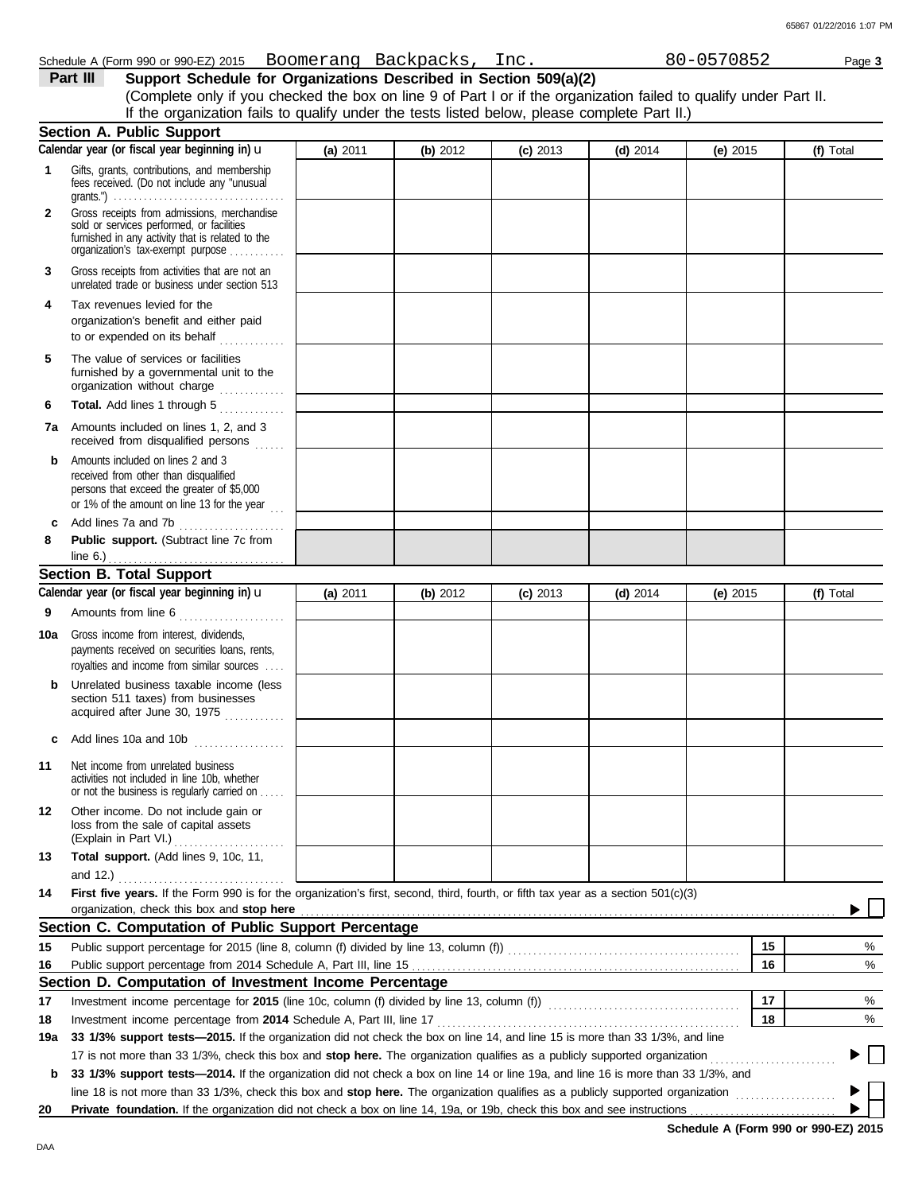Schedule A (Form 990 or 990-EZ) 2015 Boomerang Backpacks, Inc. 80-0570852 Page **3**

## Part III Support Schedule for Organizations Described in Section 509(a)(2)

(Complete only if you checked the box on line 9 of Part I or if the organization failed to qualify under Part II. If the organization fails to qualify under the tests listed below, please complete Part II.)

### Section A. Public Support

| Calendar year (or fiscal year beginning in) u | (a) 2011 | (b) 2012 | (c) 2013 | (d) 2014 | (e) 2015 | (f) Total |
|---|---|---|---|---|---|---|
| **1** Gifts, grants, contributions, and membership fees received. (Do not include any "unusual grants.") | | | | | | |
| **2** Gross receipts from admissions, merchandise sold or services performed, or facilities furnished in any activity that is related to the organization's tax-exempt purpose | | | | | | |
| **3** Gross receipts from activities that are not an unrelated trade or business under section 513 | | | | | | |
| **4** Tax revenues levied for the organization's benefit and either paid to or expended on its behalf | | | | | | |
| **5** The value of services or facilities furnished by a governmental unit to the organization without charge | | | | | | |
| **6** **Total.** Add lines 1 through 5 | | | | | | |
| **7a** Amounts included on lines 1, 2, and 3 received from disqualified persons | | | | | | |
| **b** Amounts included on lines 2 and 3 received from other than disqualified persons that exceed the greater of $5,000 or 1% of the amount on line 13 for the year | | | | | | |
| **c** Add lines 7a and 7b | | | | | | |
| **8** **Public support.** (Subtract line 7c from line 6.) | | | | | | |

### Section B. Total Support

| Calendar year (or fiscal year beginning in) u | (a) 2011 | (b) 2012 | (c) 2013 | (d) 2014 | (e) 2015 | (f) Total |
|---|---|---|---|---|---|---|
| **9** Amounts from line 6 | | | | | | |
| **10a** Gross income from interest, dividends, payments received on securities loans, rents, royalties and income from similar sources | | | | | | |
| **b** Unrelated business taxable income (less section 511 taxes) from businesses acquired after June 30, 1975 | | | | | | |
| **c** Add lines 10a and 10b | | | | | | |
| **11** Net income from unrelated business activities not included in line 10b, whether or not the business is regularly carried on | | | | | | |
| **12** Other income. Do not include gain or loss from the sale of capital assets (Explain in Part VI.) | | | | | | |
| **13** **Total support.** (Add lines 9, 10c, 11, and 12.) | | | | | | |

**14** **First five years.** If the Form 990 is for the organization's first, second, third, fourth, or fifth tax year as a section 501(c)(3) organization, check this box and **stop here** ▶ ☐

### Section C. Computation of Public Support Percentage

| | | | |
|---|---|---|---|
| **15** | Public support percentage for 2015 (line 8, column (f) divided by line 13, column (f)) | 15 | % |
| **16** | Public support percentage from 2014 Schedule A, Part III, line 15 | 16 | % |

### Section D. Computation of Investment Income Percentage

| | | | |
|---|---|---|---|
| **17** | Investment income percentage for **2015** (line 10c, column (f) divided by line 13, column (f)) | 17 | % |
| **18** | Investment income percentage from **2014** Schedule A, Part III, line 17 | 18 | % |

**19a** **33 1/3% support tests—2015.** If the organization did not check the box on line 14, and line 15 is more than 33 1/3%, and line 17 is not more than 33 1/3%, check this box and **stop here.** The organization qualifies as a publicly supported organization ▶ ☐

**b** **33 1/3% support tests—2014.** If the organization did not check a box on line 14 or line 19a, and line 16 is more than 33 1/3%, and line 18 is not more than 33 1/3%, check this box and **stop here.** The organization qualifies as a publicly supported organization ▶ ☐

**20** **Private foundation.** If the organization did not check a box on line 14, 19a, or 19b, check this box and see instructions ▶ ☐

**Schedule A (Form 990 or 990-EZ) 2015**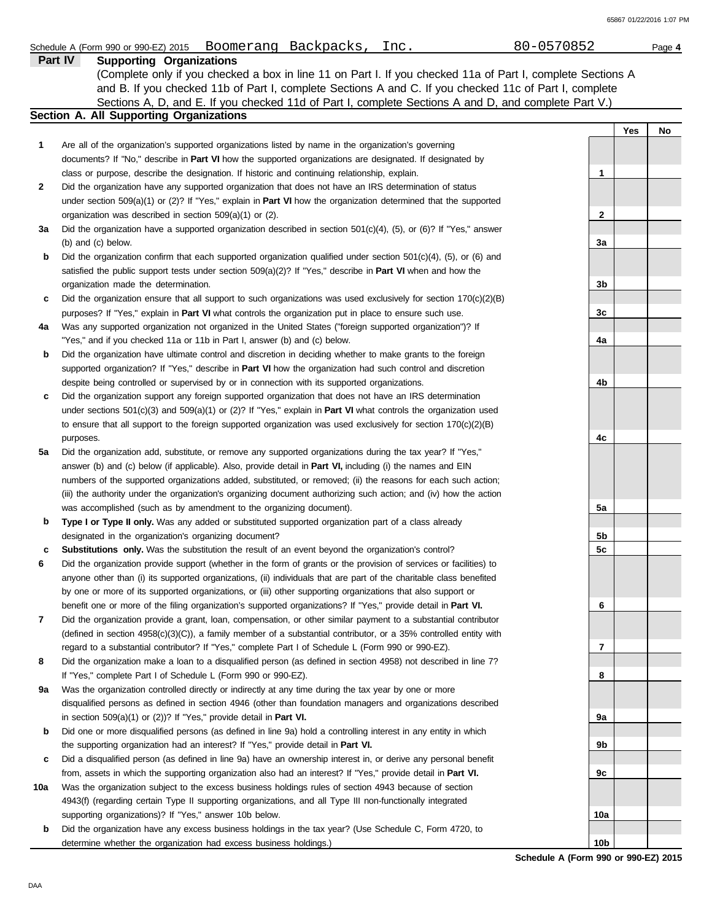Schedule A (Form 990 or 990-EZ) 2015 Boomerang Backpacks, Inc. 80-0570852

## Part IV Supporting Organizations

(Complete only if you checked a box in line 11 on Part I. If you checked 11a of Part I, complete Sections A and B. If you checked 11b of Part I, complete Sections A and C. If you checked 11c of Part I, complete Sections A, D, and E. If you checked 11d of Part I, complete Sections A and D, and complete Part V.)

### Section A. All Supporting Organizations

| | | | Yes | No |
|---|---|---|---|---|
| **1** | Are all of the organization's supported organizations listed by name in the organization's governing documents? If "No," describe in **Part VI** how the supported organizations are designated. If designated by class or purpose, describe the designation. If historic and continuing relationship, explain. | 1 | | |
| **2** | Did the organization have any supported organization that does not have an IRS determination of status under section 509(a)(1) or (2)? If "Yes," explain in **Part VI** how the organization determined that the supported organization was described in section 509(a)(1) or (2). | 2 | | |
| **3a** | Did the organization have a supported organization described in section 501(c)(4), (5), or (6)? If "Yes," answer (b) and (c) below. | 3a | | |
| **b** | Did the organization confirm that each supported organization qualified under section 501(c)(4), (5), or (6) and satisfied the public support tests under section 509(a)(2)? If "Yes," describe in **Part VI** when and how the organization made the determination. | 3b | | |
| **c** | Did the organization ensure that all support to such organizations was used exclusively for section 170(c)(2)(B) purposes? If "Yes," explain in **Part VI** what controls the organization put in place to ensure such use. | 3c | | |
| **4a** | Was any supported organization not organized in the United States ("foreign supported organization")? If "Yes," and if you checked 11a or 11b in Part I, answer (b) and (c) below. | 4a | | |
| **b** | Did the organization have ultimate control and discretion in deciding whether to make grants to the foreign supported organization? If "Yes," describe in **Part VI** how the organization had such control and discretion despite being controlled or supervised by or in connection with its supported organizations. | 4b | | |
| **c** | Did the organization support any foreign supported organization that does not have an IRS determination under sections 501(c)(3) and 509(a)(1) or (2)? If "Yes," explain in **Part VI** what controls the organization used to ensure that all support to the foreign supported organization was used exclusively for section 170(c)(2)(B) purposes. | 4c | | |
| **5a** | Did the organization add, substitute, or remove any supported organizations during the tax year? If "Yes," answer (b) and (c) below (if applicable). Also, provide detail in **Part VI,** including (i) the names and EIN numbers of the supported organizations added, substituted, or removed; (ii) the reasons for each such action; (iii) the authority under the organization's organizing document authorizing such action; and (iv) how the action was accomplished (such as by amendment to the organizing document). | 5a | | |
| **b** | **Type I or Type II only.** Was any added or substituted supported organization part of a class already designated in the organization's organizing document? | 5b | | |
| **c** | **Substitutions only.** Was the substitution the result of an event beyond the organization's control? | 5c | | |
| **6** | Did the organization provide support (whether in the form of grants or the provision of services or facilities) to anyone other than (i) its supported organizations, (ii) individuals that are part of the charitable class benefited by one or more of its supported organizations, or (iii) other supporting organizations that also support or benefit one or more of the filing organization's supported organizations? If "Yes," provide detail in **Part VI.** | 6 | | |
| **7** | Did the organization provide a grant, loan, compensation, or other similar payment to a substantial contributor (defined in section 4958(c)(3)(C)), a family member of a substantial contributor, or a 35% controlled entity with regard to a substantial contributor? If "Yes," complete Part I of Schedule L (Form 990 or 990-EZ). | 7 | | |
| **8** | Did the organization make a loan to a disqualified person (as defined in section 4958) not described in line 7? If "Yes," complete Part I of Schedule L (Form 990 or 990-EZ). | 8 | | |
| **9a** | Was the organization controlled directly or indirectly at any time during the tax year by one or more disqualified persons as defined in section 4946 (other than foundation managers and organizations described in section 509(a)(1) or (2))? If "Yes," provide detail in **Part VI.** | 9a | | |
| **b** | Did one or more disqualified persons (as defined in line 9a) hold a controlling interest in any entity in which the supporting organization had an interest? If "Yes," provide detail in **Part VI.** | 9b | | |
| **c** | Did a disqualified person (as defined in line 9a) have an ownership interest in, or derive any personal benefit from, assets in which the supporting organization also had an interest? If "Yes," provide detail in **Part VI.** | 9c | | |
| **10a** | Was the organization subject to the excess business holdings rules of section 4943 because of section 4943(f) (regarding certain Type II supporting organizations, and all Type III non-functionally integrated supporting organizations)? If "Yes," answer 10b below. | 10a | | |
| **b** | Did the organization have any excess business holdings in the tax year? (Use Schedule C, Form 4720, to determine whether the organization had excess business holdings.) | 10b | | |

**Schedule A (Form 990 or 990-EZ) 2015**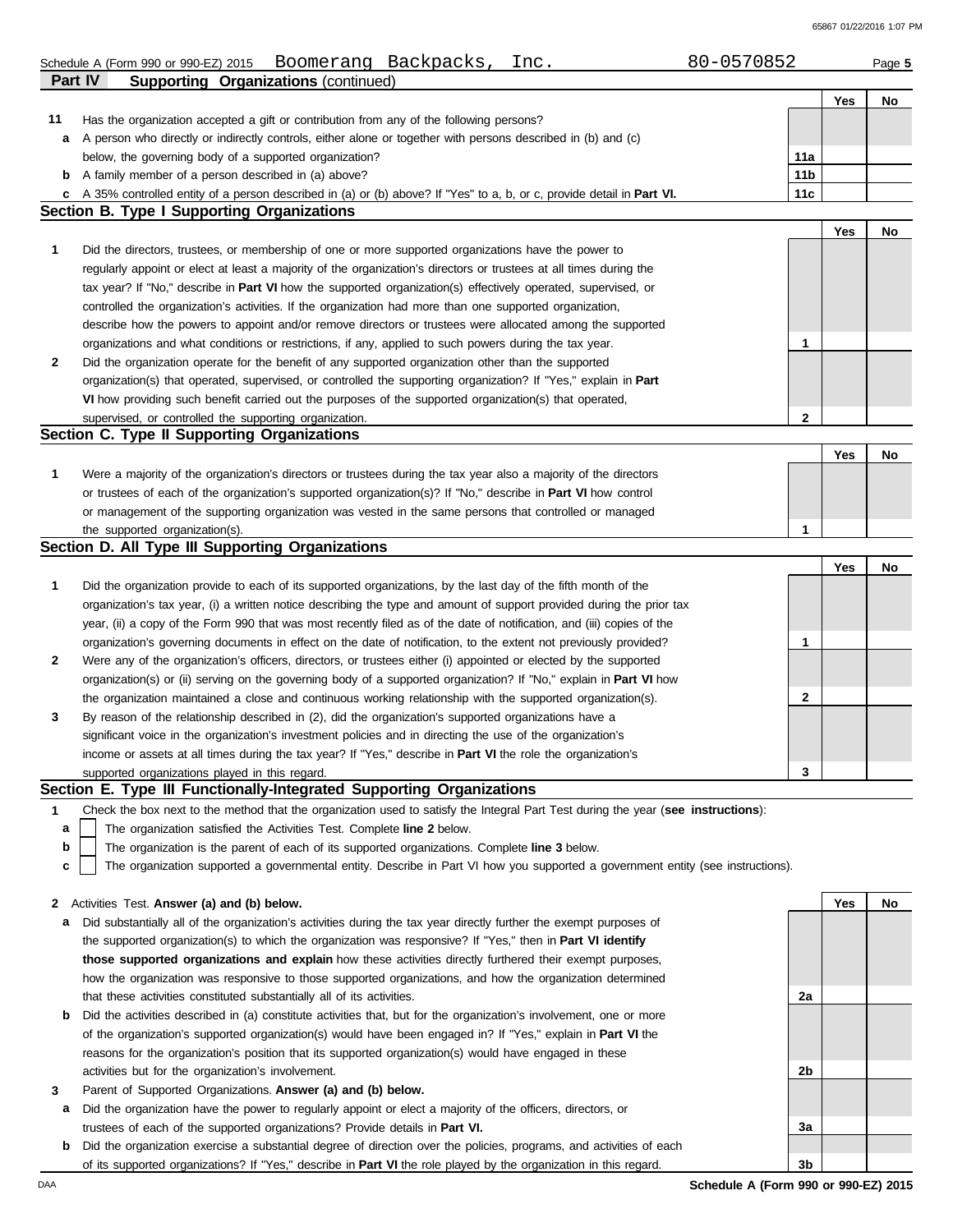Schedule A (Form 990 or 990-EZ) 2015 Boomerang Backpacks, Inc. 80-0570852 Page **5**

**Part IV** **Supporting Organizations** (continued)

| | | | Yes | No |
|---|---|---|---|---|
| **11** | Has the organization accepted a gift or contribution from any of the following persons? | | | |
| **a** | A person who directly or indirectly controls, either alone or together with persons described in (b) and (c) below, the governing body of a supported organization? | **11a** | | |
| **b** | A family member of a person described in (a) above? | **11b** | | |
| **c** | A 35% controlled entity of a person described in (a) or (b) above? If "Yes" to a, b, or c, provide detail in **Part VI.** | **11c** | | |

## Section B. Type I Supporting Organizations

| | | | Yes | No |
|---|---|---|---|---|
| **1** | Did the directors, trustees, or membership of one or more supported organizations have the power to regularly appoint or elect at least a majority of the organization's directors or trustees at all times during the tax year? If "No," describe in **Part VI** how the supported organization(s) effectively operated, supervised, or controlled the organization's activities. If the organization had more than one supported organization, describe how the powers to appoint and/or remove directors or trustees were allocated among the supported organizations and what conditions or restrictions, if any, applied to such powers during the tax year. | **1** | | |
| **2** | Did the organization operate for the benefit of any supported organization other than the supported organization(s) that operated, supervised, or controlled the supporting organization? If "Yes," explain in **Part VI** how providing such benefit carried out the purposes of the supported organization(s) that operated, supervised, or controlled the supporting organization. | **2** | | |

## Section C. Type II Supporting Organizations

| | | | Yes | No |
|---|---|---|---|---|
| **1** | Were a majority of the organization's directors or trustees during the tax year also a majority of the directors or trustees of each of the organization's supported organization(s)? If "No," describe in **Part VI** how control or management of the supporting organization was vested in the same persons that controlled or managed the supported organization(s). | **1** | | |

## Section D. All Type III Supporting Organizations

| | | | Yes | No |
|---|---|---|---|---|
| **1** | Did the organization provide to each of its supported organizations, by the last day of the fifth month of the organization's tax year, (i) a written notice describing the type and amount of support provided during the prior tax year, (ii) a copy of the Form 990 that was most recently filed as of the date of notification, and (iii) copies of the organization's governing documents in effect on the date of notification, to the extent not previously provided? | **1** | | |
| **2** | Were any of the organization's officers, directors, or trustees either (i) appointed or elected by the supported organization(s) or (ii) serving on the governing body of a supported organization? If "No," explain in **Part VI** how the organization maintained a close and continuous working relationship with the supported organization(s). | **2** | | |
| **3** | By reason of the relationship described in (2), did the organization's supported organizations have a significant voice in the organization's investment policies and in directing the use of the organization's income or assets at all times during the tax year? If "Yes," describe in **Part VI** the role the organization's supported organizations played in this regard. | **3** | | |

## Section E. Type III Functionally-Integrated Supporting Organizations

**1** Check the box next to the method that the organization used to satisfy the Integral Part Test during the year (**see instructions**):

- **a** ☐ The organization satisfied the Activities Test. Complete **line 2** below.
- **b** ☐ The organization is the parent of each of its supported organizations. Complete **line 3** below.
- **c** ☐ The organization supported a governmental entity. Describe in Part VI how you supported a government entity (see instructions).

| | | | Yes | No |
|---|---|---|---|---|
| **2** | Activities Test. **Answer (a) and (b) below.** | | | |
| **a** | Did substantially all of the organization's activities during the tax year directly further the exempt purposes of the supported organization(s) to which the organization was responsive? If "Yes," then in **Part VI identify those supported organizations and explain** how these activities directly furthered their exempt purposes, how the organization was responsive to those supported organizations, and how the organization determined that these activities constituted substantially all of its activities. | **2a** | | |
| **b** | Did the activities described in (a) constitute activities that, but for the organization's involvement, one or more of the organization's supported organization(s) would have been engaged in? If "Yes," explain in **Part VI** the reasons for the organization's position that its supported organization(s) would have engaged in these activities but for the organization's involvement. | **2b** | | |
| **3** | Parent of Supported Organizations. **Answer (a) and (b) below.** | | | |
| **a** | Did the organization have the power to regularly appoint or elect a majority of the officers, directors, or trustees of each of the supported organizations? Provide details in **Part VI.** | **3a** | | |
| **b** | Did the organization exercise a substantial degree of direction over the policies, programs, and activities of each of its supported organizations? If "Yes," describe in **Part VI** the role played by the organization in this regard. | **3b** | | |

**Schedule A (Form 990 or 990-EZ) 2015**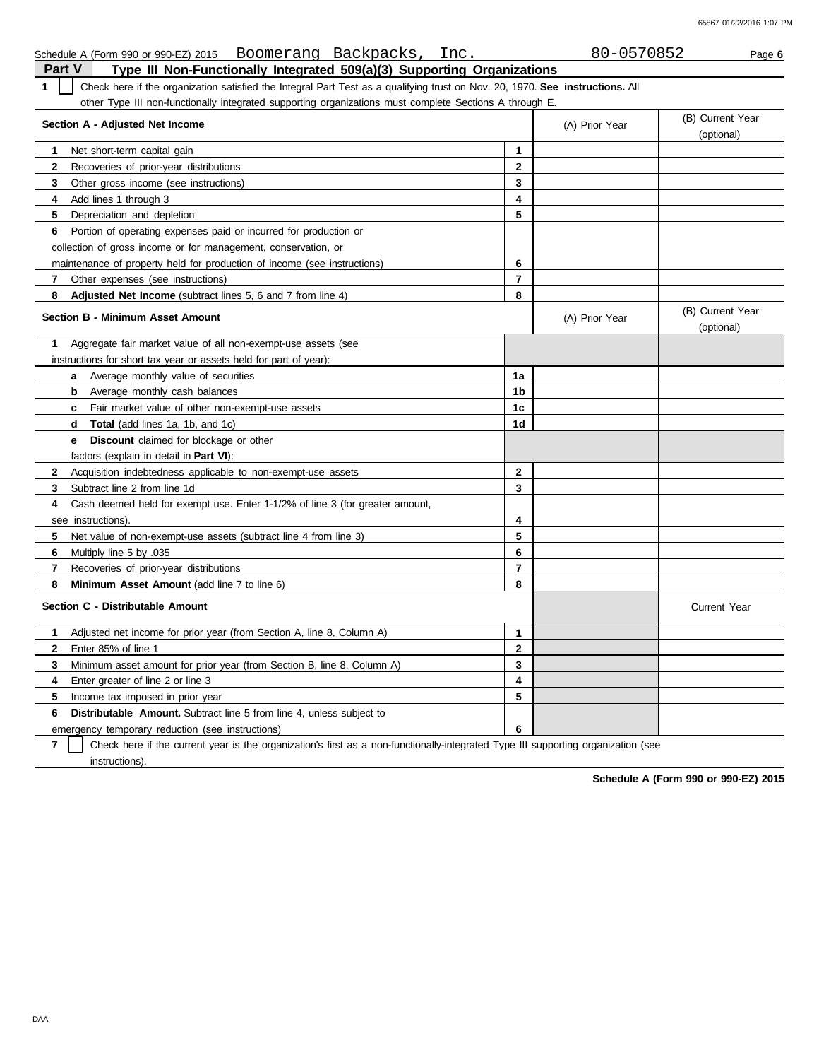Schedule A (Form 990 or 990-EZ) 2015 Boomerang Backpacks, Inc. 80-0570852 Page **6**

## Part V Type III Non-Functionally Integrated 509(a)(3) Supporting Organizations

**1** ☐ Check here if the organization satisfied the Integral Part Test as a qualifying trust on Nov. 20, 1970. **See instructions.** All other Type III non-functionally integrated supporting organizations must complete Sections A through E.

| **Section A - Adjusted Net Income** | | (A) Prior Year | (B) Current Year (optional) |
|---|---|---|---|
| **1** Net short-term capital gain | **1** | | |
| **2** Recoveries of prior-year distributions | **2** | | |
| **3** Other gross income (see instructions) | **3** | | |
| **4** Add lines 1 through 3 | **4** | | |
| **5** Depreciation and depletion | **5** | | |
| **6** Portion of operating expenses paid or incurred for production or collection of gross income or for management, conservation, or maintenance of property held for production of income (see instructions) | **6** | | |
| **7** Other expenses (see instructions) | **7** | | |
| **8** **Adjusted Net Income** (subtract lines 5, 6 and 7 from line 4) | **8** | | |

| **Section B - Minimum Asset Amount** | | (A) Prior Year | (B) Current Year (optional) |
|---|---|---|---|
| **1** Aggregate fair market value of all non-exempt-use assets (see instructions for short tax year or assets held for part of year): | | | |
| **a** Average monthly value of securities | **1a** | | |
| **b** Average monthly cash balances | **1b** | | |
| **c** Fair market value of other non-exempt-use assets | **1c** | | |
| **d** **Total** (add lines 1a, 1b, and 1c) | **1d** | | |
| **e** **Discount** claimed for blockage or other factors (explain in detail in **Part VI**): | | | |
| **2** Acquisition indebtedness applicable to non-exempt-use assets | **2** | | |
| **3** Subtract line 2 from line 1d | **3** | | |
| **4** Cash deemed held for exempt use. Enter 1-1/2% of line 3 (for greater amount, see instructions). | **4** | | |
| **5** Net value of non-exempt-use assets (subtract line 4 from line 3) | **5** | | |
| **6** Multiply line 5 by .035 | **6** | | |
| **7** Recoveries of prior-year distributions | **7** | | |
| **8** **Minimum Asset Amount** (add line 7 to line 6) | **8** | | |

| **Section C - Distributable Amount** | | | Current Year |
|---|---|---|---|
| **1** Adjusted net income for prior year (from Section A, line 8, Column A) | **1** | | |
| **2** Enter 85% of line 1 | **2** | | |
| **3** Minimum asset amount for prior year (from Section B, line 8, Column A) | **3** | | |
| **4** Enter greater of line 2 or line 3 | **4** | | |
| **5** Income tax imposed in prior year | **5** | | |
| **6** **Distributable Amount.** Subtract line 5 from line 4, unless subject to emergency temporary reduction (see instructions) | **6** | | |

**7** ☐ Check here if the current year is the organization's first as a non-functionally-integrated Type III supporting organization (see instructions).

**Schedule A (Form 990 or 990-EZ) 2015**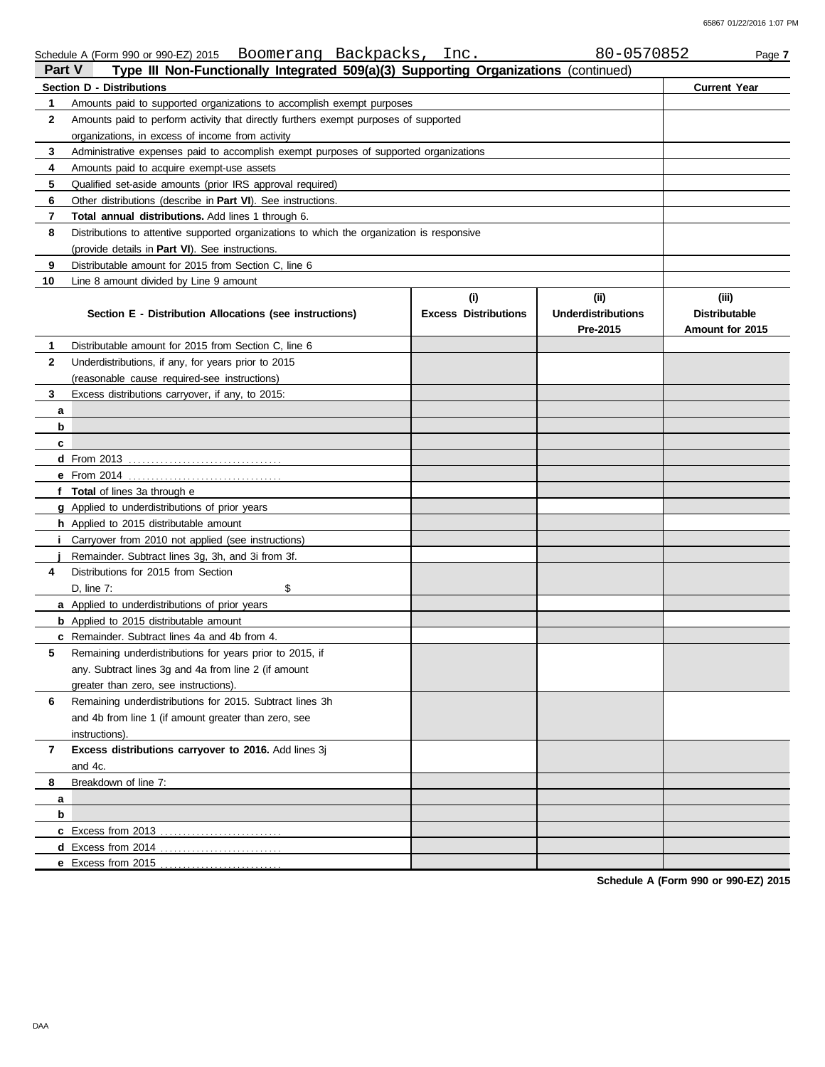Schedule A (Form 990 or 990-EZ) 2015 Boomerang Backpacks, Inc. 80-0570852

## Part V Type III Non-Functionally Integrated 509(a)(3) Supporting Organizations (continued)

| Section D - Distributions | | Current Year |
|---|---|---|
| 1 | Amounts paid to supported organizations to accomplish exempt purposes | |
| 2 | Amounts paid to perform activity that directly furthers exempt purposes of supported organizations, in excess of income from activity | |
| 3 | Administrative expenses paid to accomplish exempt purposes of supported organizations | |
| 4 | Amounts paid to acquire exempt-use assets | |
| 5 | Qualified set-aside amounts (prior IRS approval required) | |
| 6 | Other distributions (describe in **Part VI**). See instructions. | |
| 7 | **Total annual distributions.** Add lines 1 through 6. | |
| 8 | Distributions to attentive supported organizations to which the organization is responsive (provide details in **Part VI**). See instructions. | |
| 9 | Distributable amount for 2015 from Section C, line 6 | |
| 10 | Line 8 amount divided by Line 9 amount | |

| | Section E - Distribution Allocations (see instructions) | (i) Excess Distributions | (ii) Underdistributions Pre-2015 | (iii) Distributable Amount for 2015 |
|---|---|---|---|---|
| 1 | Distributable amount for 2015 from Section C, line 6 | | | |
| 2 | Underdistributions, if any, for years prior to 2015 (reasonable cause required-see instructions) | | | |
| 3 | Excess distributions carryover, if any, to 2015: | | | |
| a | | | | |
| b | | | | |
| c | | | | |
| d | From 2013 | | | |
| e | From 2014 | | | |
| f | **Total** of lines 3a through e | | | |
| g | Applied to underdistributions of prior years | | | |
| h | Applied to 2015 distributable amount | | | |
| i | Carryover from 2010 not applied (see instructions) | | | |
| j | Remainder. Subtract lines 3g, 3h, and 3i from 3f. | | | |
| 4 | Distributions for 2015 from Section D, line 7: $ | | | |
| a | Applied to underdistributions of prior years | | | |
| b | Applied to 2015 distributable amount | | | |
| c | Remainder. Subtract lines 4a and 4b from 4. | | | |
| 5 | Remaining underdistributions for years prior to 2015, if any. Subtract lines 3g and 4a from line 2 (if amount greater than zero, see instructions). | | | |
| 6 | Remaining underdistributions for 2015. Subtract lines 3h and 4b from line 1 (if amount greater than zero, see instructions). | | | |
| 7 | **Excess distributions carryover to 2016.** Add lines 3j and 4c. | | | |
| 8 | Breakdown of line 7: | | | |
| a | | | | |
| b | | | | |
| c | Excess from 2013 | | | |
| d | Excess from 2014 | | | |
| e | Excess from 2015 | | | |

**Schedule A (Form 990 or 990-EZ) 2015**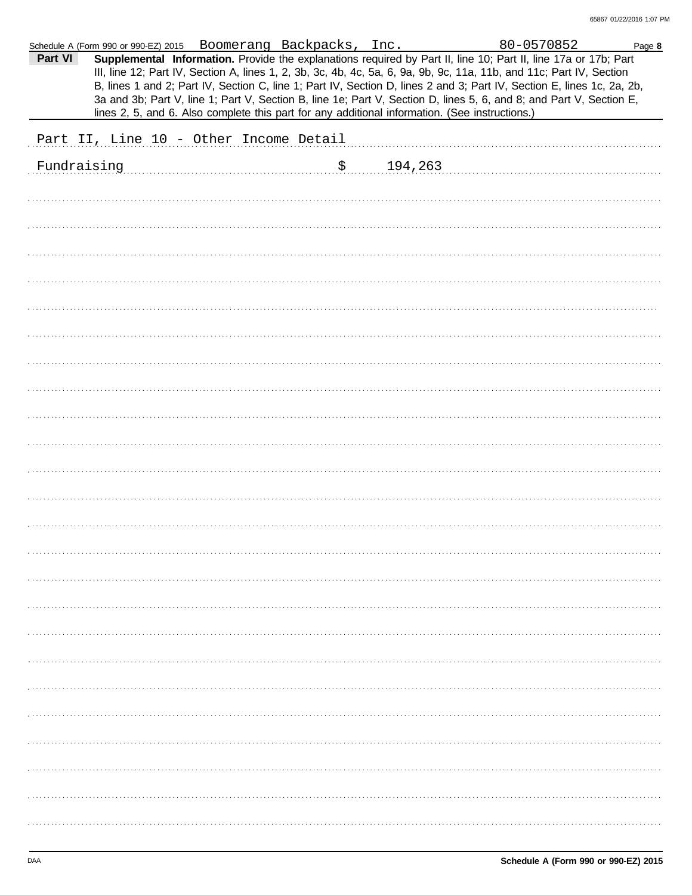Schedule A (Form 990 or 990-EZ) 2015 Boomerang Backpacks, Inc. 80-0570852 Page **8**

**Part VI** **Supplemental Information.** Provide the explanations required by Part II, line 10; Part II, line 17a or 17b; Part III, line 12; Part IV, Section A, lines 1, 2, 3b, 3c, 4b, 4c, 5a, 6, 9a, 9b, 9c, 11a, 11b, and 11c; Part IV, Section B, lines 1 and 2; Part IV, Section C, line 1; Part IV, Section D, lines 2 and 3; Part IV, Section E, lines 1c, 2a, 2b, 3a and 3b; Part V, line 1; Part V, Section B, line 1e; Part V, Section D, lines 5, 6, and 8; and Part V, Section E, lines 2, 5, and 6. Also complete this part for any additional information. (See instructions.)

Part II, Line 10 - Other Income Detail

Fundraising $ 194,263

**Schedule A (Form 990 or 990-EZ) 2015**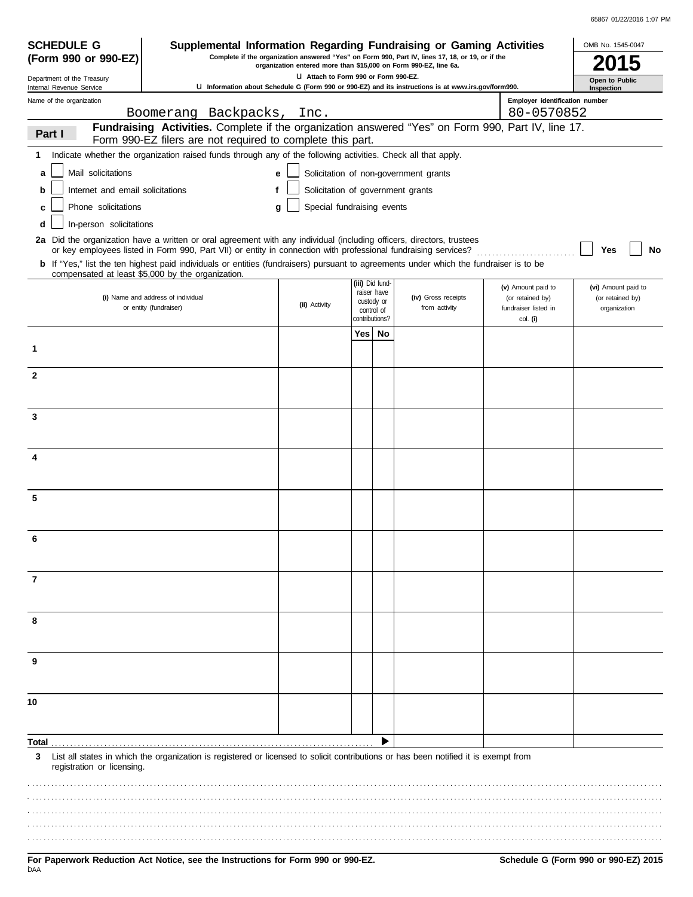**SCHEDULE G (Form 990 or 990-EZ)**

Department of the Treasury
Internal Revenue Service

# Supplemental Information Regarding Fundraising or Gaming Activities

Complete if the organization answered "Yes" on Form 990, Part IV, lines 17, 18, or 19, or if the organization entered more than $15,000 on Form 990-EZ, line 6a.

u Attach to Form 990 or Form 990-EZ.

u Information about Schedule G (Form 990 or 990-EZ) and its instructions is at www.irs.gov/form990.

OMB No. 1545-0047

**2015**

**Open to Public Inspection**

Name of the organization: Boomerang Backpacks, Inc.

Employer identification number: 80-0570852

## Part I Fundraising Activities.

Complete if the organization answered "Yes" on Form 990, Part IV, line 17. Form 990-EZ filers are not required to complete this part.

**1** Indicate whether the organization raised funds through any of the following activities. Check all that apply.

- **a** ☐ Mail solicitations
- **b** ☐ Internet and email solicitations
- **c** ☐ Phone solicitations
- **d** ☐ In-person solicitations
- **e** ☐ Solicitation of non-government grants
- **f** ☐ Solicitation of government grants
- **g** ☐ Special fundraising events

**2a** Did the organization have a written or oral agreement with any individual (including officers, directors, trustees or key employees listed in Form 990, Part VII) or entity in connection with professional fundraising services? ☐ Yes ☐ No

**b** If "Yes," list the ten highest paid individuals or entities (fundraisers) pursuant to agreements under which the fundraiser is to be compensated at least $5,000 by the organization.

| | (i) Name and address of individual or entity (fundraiser) | (ii) Activity | (iii) Did fund-raiser have custody or control of contributions? Yes | No | (iv) Gross receipts from activity | (v) Amount paid to (or retained by) fundraiser listed in col. (i) | (vi) Amount paid to (or retained by) organization |
|---|---|---|---|---|---|---|---|
| 1 | | | | | | | |
| 2 | | | | | | | |
| 3 | | | | | | | |
| 4 | | | | | | | |
| 5 | | | | | | | |
| 6 | | | | | | | |
| 7 | | | | | | | |
| 8 | | | | | | | |
| 9 | | | | | | | |
| 10 | | | | | | | |
| Total | | | | ▶ | | | |

**3** List all states in which the organization is registered or licensed to solicit contributions or has been notified it is exempt from registration or licensing.

**For Paperwork Reduction Act Notice, see the Instructions for Form 990 or 990-EZ.**

**Schedule G (Form 990 or 990-EZ) 2015**

DAA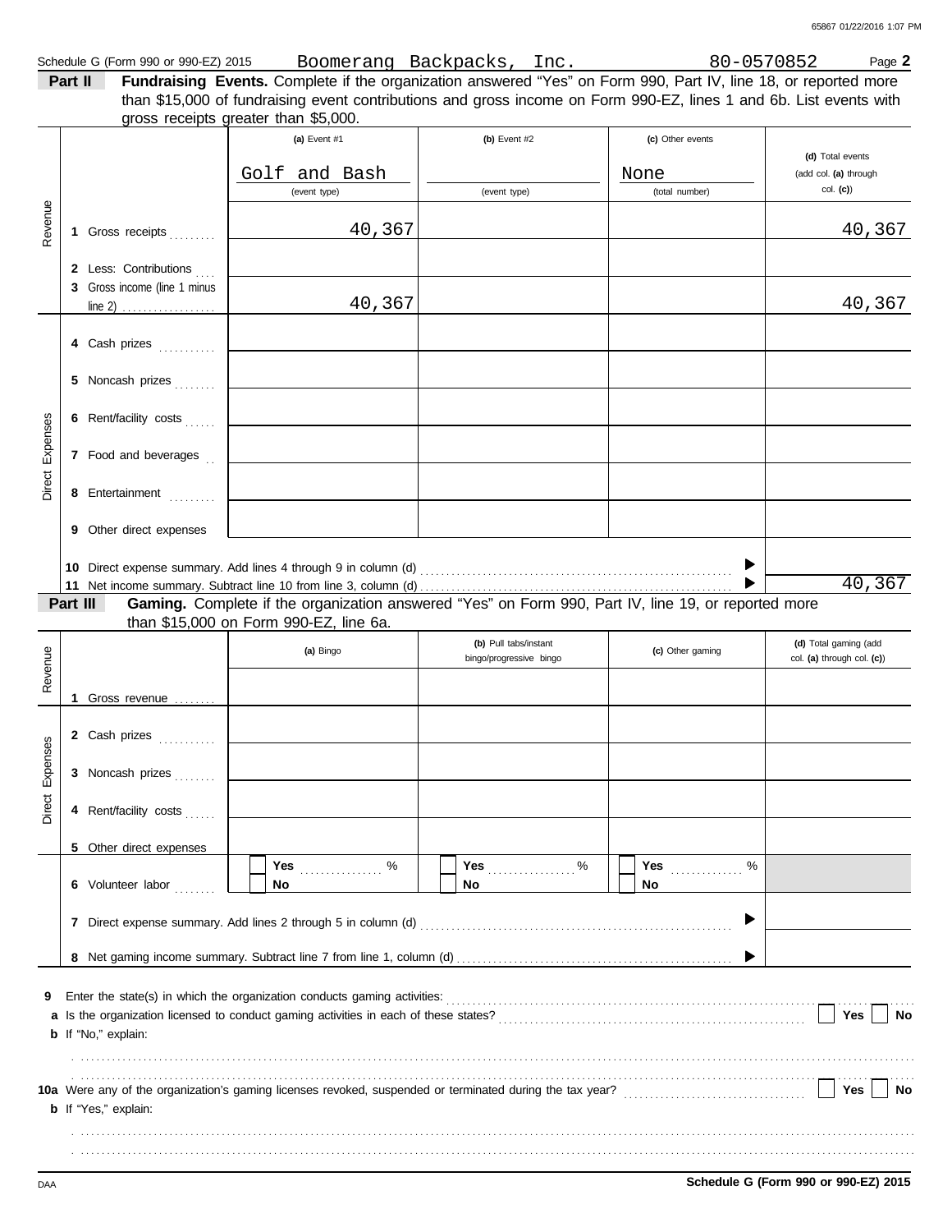Schedule G (Form 990 or 990-EZ) 2015 Boomerang Backpacks, Inc. 80-0570852 Page **2**

**Part II** **Fundraising Events.** Complete if the organization answered "Yes" on Form 990, Part IV, line 18, or reported more than $15,000 of fundraising event contributions and gross income on Form 990-EZ, lines 1 and 6b. List events with gross receipts greater than $5,000.

| | | (a) Event #1 | (b) Event #2 | (c) Other events | (d) Total events (add col. (a) through col. (c)) |
|---|---|---|---|---|---|
| | | Golf and Bash (event type) | (event type) | None (total number) | |
| Revenue | 1 Gross receipts | 40,367 | | | 40,367 |
| | 2 Less: Contributions | | | | |
| | 3 Gross income (line 1 minus line 2) | 40,367 | | | 40,367 |
| Direct Expenses | 4 Cash prizes | | | | |
| | 5 Noncash prizes | | | | |
| | 6 Rent/facility costs | | | | |
| | 7 Food and beverages | | | | |
| | 8 Entertainment | | | | |
| | 9 Other direct expenses | | | | |
| | 10 Direct expense summary. Add lines 4 through 9 in column (d) | | | ▶ | |
| | 11 Net income summary. Subtract line 10 from line 3, column (d) | | | ▶ | 40,367 |

**Part III** **Gaming.** Complete if the organization answered "Yes" on Form 990, Part IV, line 19, or reported more than $15,000 on Form 990-EZ, line 6a.

| | | (a) Bingo | (b) Pull tabs/instant bingo/progressive bingo | (c) Other gaming | (d) Total gaming (add col. (a) through col. (c)) |
|---|---|---|---|---|---|
| Revenue | 1 Gross revenue | | | | |
| Direct Expenses | 2 Cash prizes | | | | |
| | 3 Noncash prizes | | | | |
| | 4 Rent/facility costs | | | | |
| | 5 Other direct expenses | | | | |
| | 6 Volunteer labor | ☐ Yes ____ % ☐ No | ☐ Yes ____ % ☐ No | ☐ Yes ____ % ☐ No | |
| | 7 Direct expense summary. Add lines 2 through 5 in column (d) | | | ▶ | |
| | 8 Net gaming income summary. Subtract line 7 from line 1, column (d) | | | ▶ | |

**9** Enter the state(s) in which the organization conducts gaming activities:

**a** Is the organization licensed to conduct gaming activities in each of these states? ☐ Yes ☐ No

**b** If "No," explain:

**10a** Were any of the organization's gaming licenses revoked, suspended or terminated during the tax year? ☐ Yes ☐ No

**b** If "Yes," explain:

DAA **Schedule G (Form 990 or 990-EZ) 2015**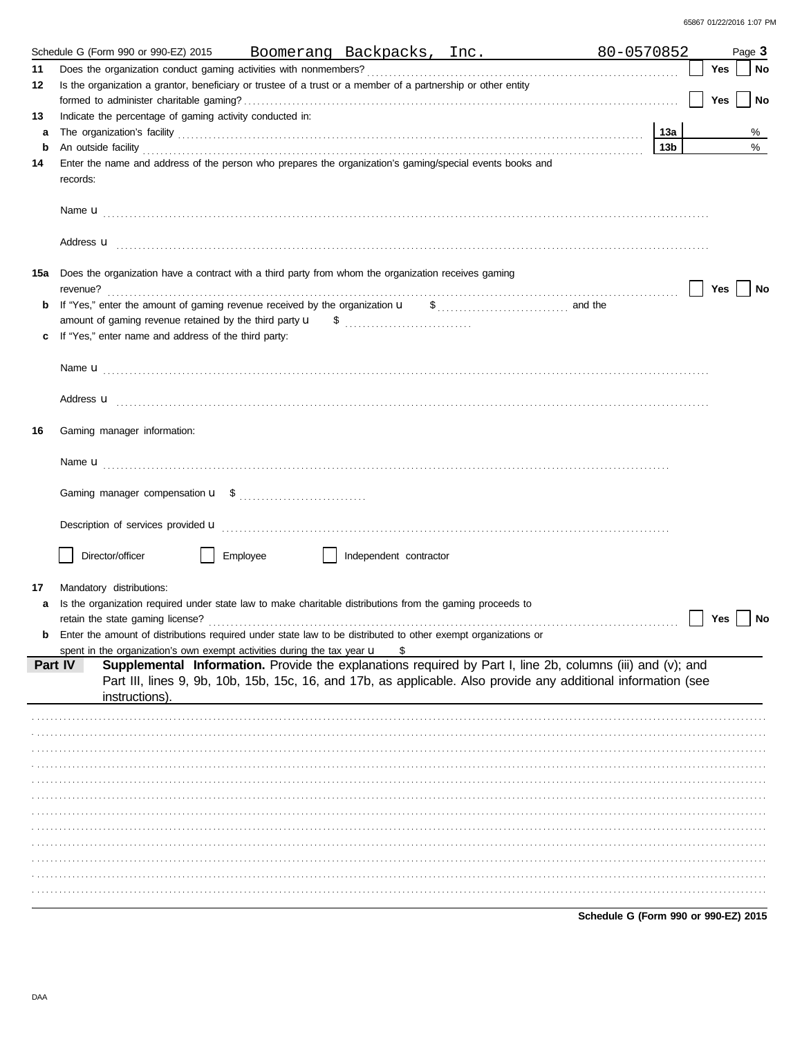Schedule G (Form 990 or 990-EZ) 2015 Boomerang Backpacks, Inc. 80-0570852 Page **3**

**11** Does the organization conduct gaming activities with nonmembers? ☐ Yes ☐ No

**12** Is the organization a grantor, beneficiary or trustee of a trust or a member of a partnership or other entity formed to administer charitable gaming? ☐ Yes ☐ No

**13** Indicate the percentage of gaming activity conducted in:

**a** The organization's facility **13a** %

**b** An outside facility **13b** %

**14** Enter the name and address of the person who prepares the organization's gaming/special events books and records:

Name u

Address u

**15a** Does the organization have a contract with a third party from whom the organization receives gaming revenue? ☐ Yes ☐ No

**b** If "Yes," enter the amount of gaming revenue received by the organization u $ and the amount of gaming revenue retained by the third party u $

**c** If "Yes," enter name and address of the third party:

Name u

Address u

**16** Gaming manager information:

Name u

Gaming manager compensation u $

Description of services provided u

☐ Director/officer ☐ Employee ☐ Independent contractor

**17** Mandatory distributions:

**a** Is the organization required under state law to make charitable distributions from the gaming proceeds to retain the state gaming license? ☐ Yes ☐ No

**b** Enter the amount of distributions required under state law to be distributed to other exempt organizations or spent in the organization's own exempt activities during the tax year u $

**Part IV** **Supplemental Information.** Provide the explanations required by Part I, line 2b, columns (iii) and (v); and Part III, lines 9, 9b, 10b, 15b, 15c, 16, and 17b, as applicable. Also provide any additional information (see instructions).

**Schedule G (Form 990 or 990-EZ) 2015**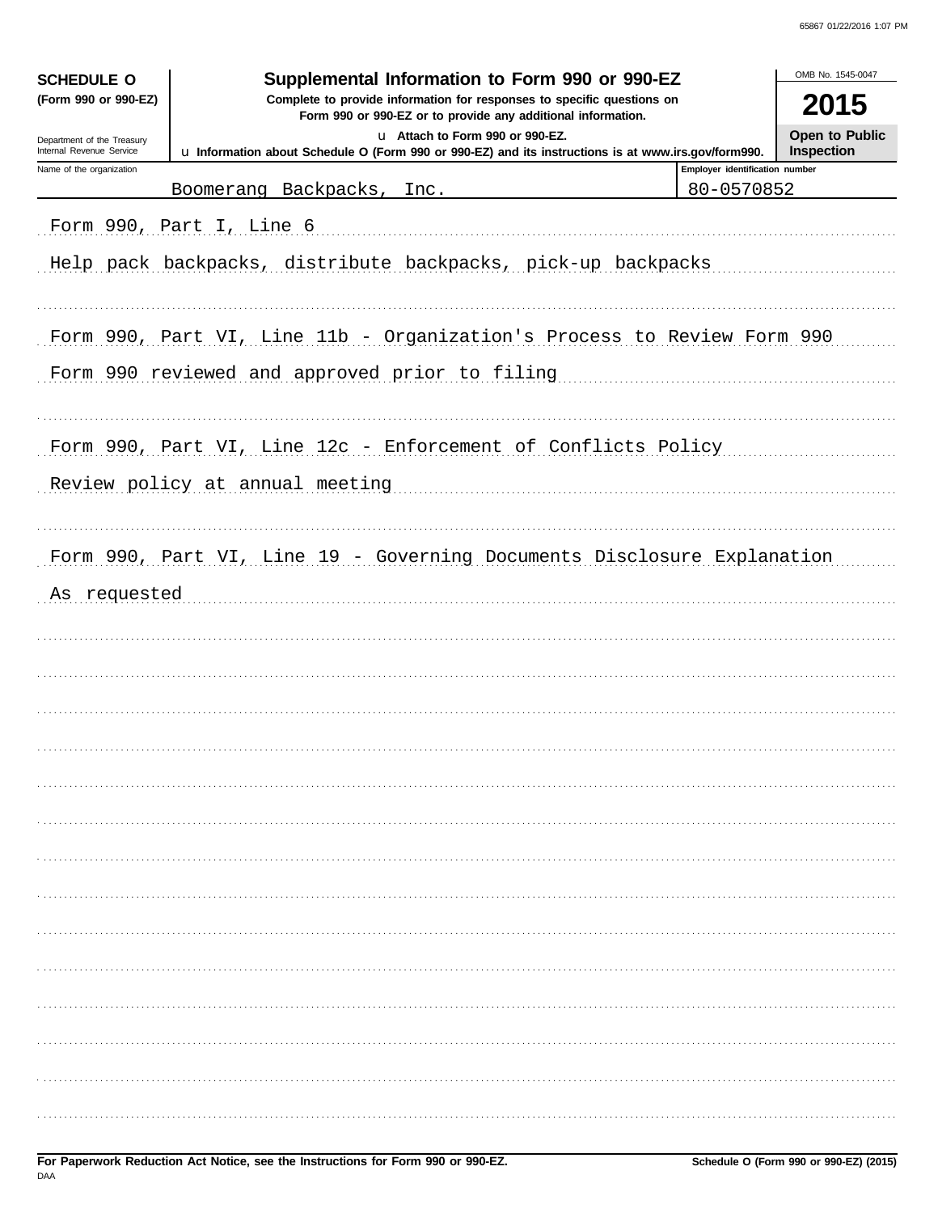**SCHEDULE O (Form 990 or 990-EZ)**

Department of the Treasury
Internal Revenue Service

# Supplemental Information to Form 990 or 990-EZ

**Complete to provide information for responses to specific questions on Form 990 or 990-EZ or to provide any additional information.**

u Attach to Form 990 or 990-EZ.

u Information about Schedule O (Form 990 or 990-EZ) and its instructions is at www.irs.gov/form990.

OMB No. 1545-0047

**2015**

**Open to Public Inspection**

| Name of the organization | Employer identification number |
|---|---|
| Boomerang Backpacks, Inc. | 80-0570852 |

Form 990, Part I, Line 6

Help pack backpacks, distribute backpacks, pick-up backpacks

Form 990, Part VI, Line 11b - Organization's Process to Review Form 990

Form 990 reviewed and approved prior to filing

Form 990, Part VI, Line 12c - Enforcement of Conflicts Policy

Review policy at annual meeting

Form 990, Part VI, Line 19 - Governing Documents Disclosure Explanation

As requested

**For Paperwork Reduction Act Notice, see the Instructions for Form 990 or 990-EZ.**

DAA

**Schedule O (Form 990 or 990-EZ) (2015)**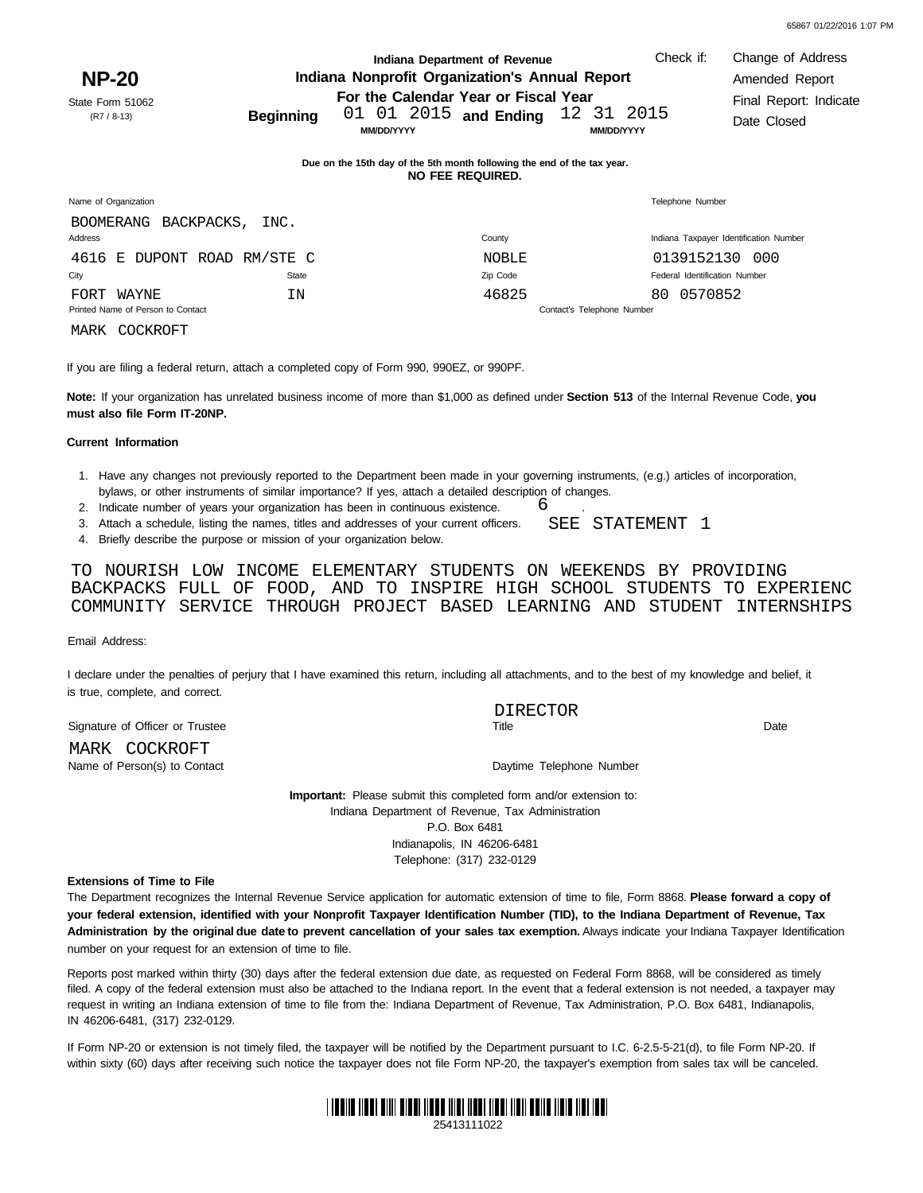65867 01/22/2016 1:07 PM

# NP-20

State Form 51062
(R7 / 8-13)

**Indiana Department of Revenue**
**Indiana Nonprofit Organization's Annual Report**
**For the Calendar Year or Fiscal Year**
**Beginning** 01 01 2015 **and Ending** 12 31 2015
MM/DD/YYYY MM/DD/YYYY

Check if: Change of Address
Amended Report
Final Report: Indicate Date Closed

**Due on the 15th day of the 5th month following the end of the tax year.**
**NO FEE REQUIRED.**

Name of Organization: BOOMERANG BACKPACKS, INC.
Telephone Number:

Address: 4616 E DUPONT ROAD RM/STE C
County: NOBLE
Indiana Taxpayer Identification Number: 0139152130 000

City: FORT WAYNE
State: IN
Zip Code: 46825
Federal Identification Number: 80 0570852

Printed Name of Person to Contact: MARK COCKROFT
Contact's Telephone Number:

If you are filing a federal return, attach a completed copy of Form 990, 990EZ, or 990PF.

**Note:** If your organization has unrelated business income of more than $1,000 as defined under **Section 513** of the Internal Revenue Code, **you must also file Form IT-20NP.**

**Current Information**

1. Have any changes not previously reported to the Department been made in your governing instruments, (e.g.) articles of incorporation, bylaws, or other instruments of similar importance? If yes, attach a detailed description of changes.
2. Indicate number of years your organization has been in continuous existence. 6
3. Attach a schedule, listing the names, titles and addresses of your current officers. SEE STATEMENT 1
4. Briefly describe the purpose or mission of your organization below.

TO NOURISH LOW INCOME ELEMENTARY STUDENTS ON WEEKENDS BY PROVIDING BACKPACKS FULL OF FOOD, AND TO INSPIRE HIGH SCHOOL STUDENTS TO EXPERIENC COMMUNITY SERVICE THROUGH PROJECT BASED LEARNING AND STUDENT INTERNSHIPS

Email Address:

I declare under the penalties of perjury that I have examined this return, including all attachments, and to the best of my knowledge and belief, it is true, complete, and correct.

Signature of Officer or Trustee
Title: DIRECTOR
Date

Name of Person(s) to Contact: MARK COCKROFT
Daytime Telephone Number

**Important:** Please submit this completed form and/or extension to:
Indiana Department of Revenue, Tax Administration
P.O. Box 6481
Indianapolis, IN 46206-6481
Telephone: (317) 232-0129

**Extensions of Time to File**

The Department recognizes the Internal Revenue Service application for automatic extension of time to file, Form 8868. **Please forward a copy of your federal extension, identified with your Nonprofit Taxpayer Identification Number (TID), to the Indiana Department of Revenue, Tax Administration by the original due date to prevent cancellation of your sales tax exemption.** Always indicate your Indiana Taxpayer Identification number on your request for an extension of time to file.

Reports post marked within thirty (30) days after the federal extension due date, as requested on Federal Form 8868, will be considered as timely filed. A copy of the federal extension must also be attached to the Indiana report. In the event that a federal extension is not needed, a taxpayer may request in writing an Indiana extension of time to file from the: Indiana Department of Revenue, Tax Administration, P.O. Box 6481, Indianapolis, IN 46206-6481, (317) 232-0129.

If Form NP-20 or extension is not timely filed, the taxpayer will be notified by the Department pursuant to I.C. 6-2.5-5-21(d), to file Form NP-20. If within sixty (60) days after receiving such notice the taxpayer does not file Form NP-20, the taxpayer's exemption from sales tax will be canceled.

25413111022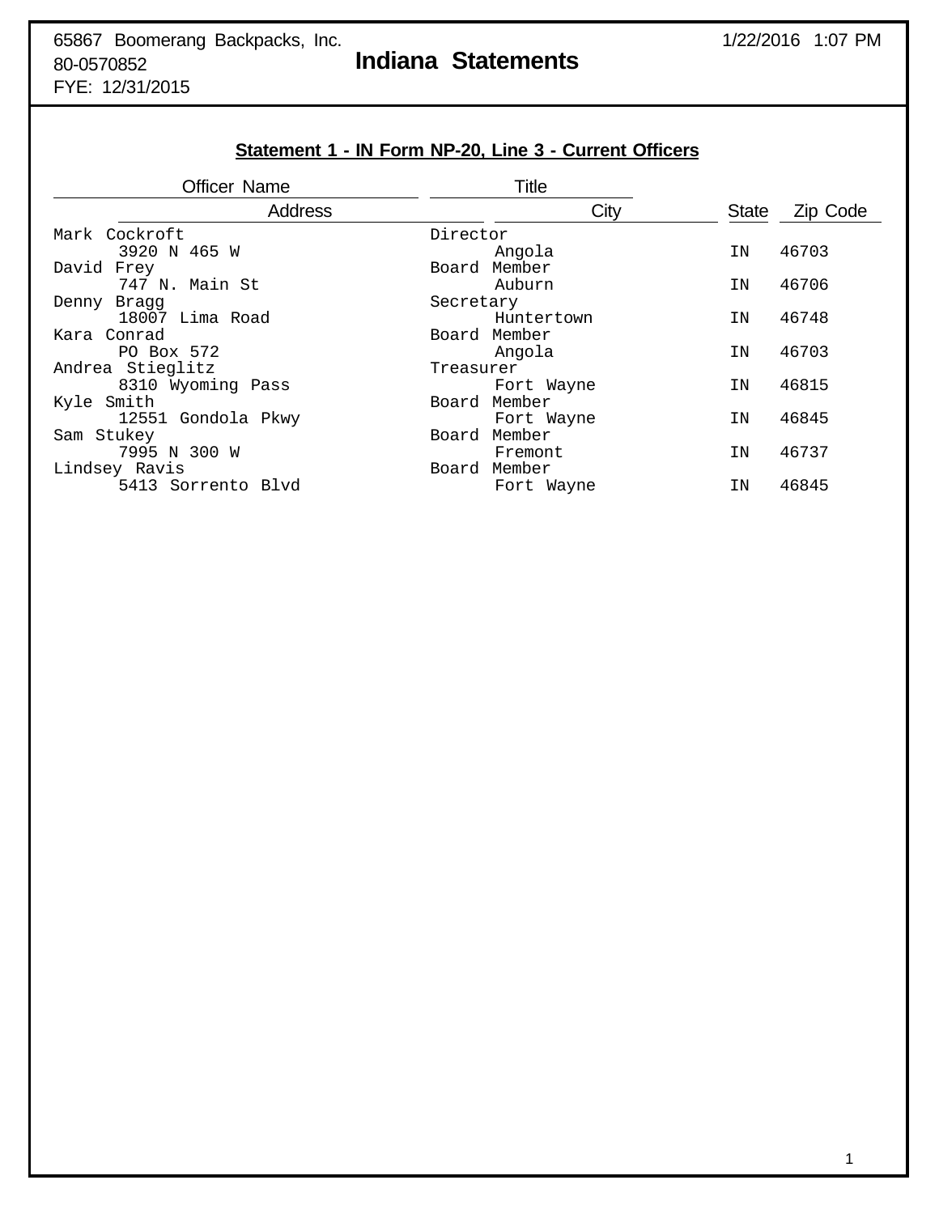65867 Boomerang Backpacks, Inc.
80-0570852
FYE: 12/31/2015

1/22/2016 1:07 PM

# Indiana Statements

## Statement 1 - IN Form NP-20, Line 3 - Current Officers

| Officer Name / Address | Title / City | State | Zip Code |
|---|---|---|---|
| Mark Cockroft | Director | | |
| 3920 N 465 W | Angola | IN | 46703 |
| David Frey | Board Member | | |
| 747 N. Main St | Auburn | IN | 46706 |
| Denny Bragg | Secretary | | |
| 18007 Lima Road | Huntertown | IN | 46748 |
| Kara Conrad | Board Member | | |
| PO Box 572 | Angola | IN | 46703 |
| Andrea Stieglitz | Treasurer | | |
| 8310 Wyoming Pass | Fort Wayne | IN | 46815 |
| Kyle Smith | Board Member | | |
| 12551 Gondola Pkwy | Fort Wayne | IN | 46845 |
| Sam Stukey | Board Member | | |
| 7995 N 300 W | Fremont | IN | 46737 |
| Lindsey Ravis | Board Member | | |
| 5413 Sorrento Blvd | Fort Wayne | IN | 46845 |